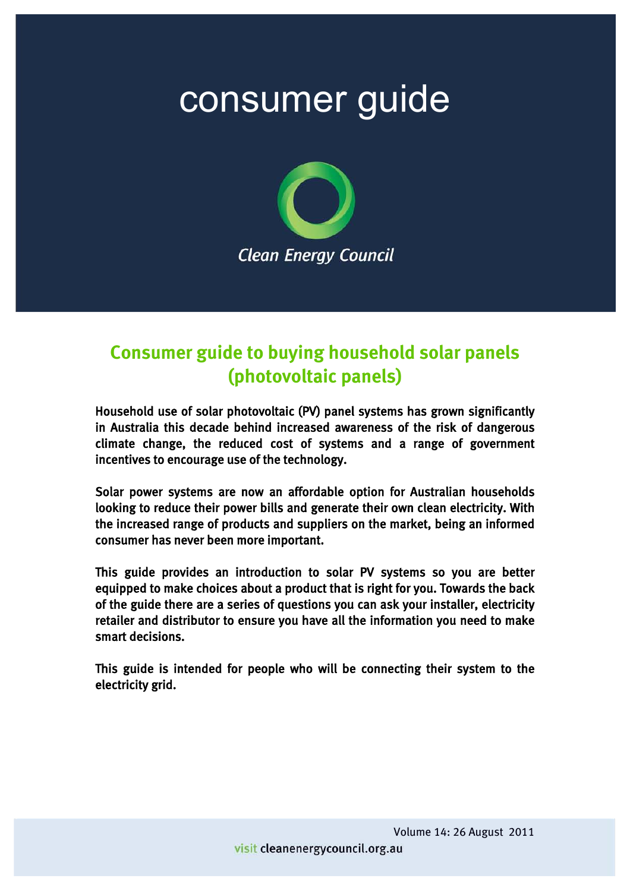# consumer guide

*Clean Energy Council*

## Consumer guide to buying household solar panels (photovoltaic panels)

**Household use of solar photovoltaic (PV) panel systems has grown significantly in Australia this decade behind increased awareness of the risk of dangerous climate change, the reduced cost of systems and a range of government incentives to encourage use of the technology.**

**Solar power systems are now an affordable option for Australian households looking to reduce their power bills and generate their own clean electricity. With the increased range of products and suppliers on the market, being an informed consumer has never been more important.**

**This guide provides an introduction to solar PV systems so you are better equipped to make choices about a product that is right for you. Towards the back of the guide there are a series of questions you can ask your installer, electricity retailer and distributor to ensure you have all the information you need to make smart decisions.**

**This guide is intended for people who will be connecting their system to the electricity grid.**

Volume 14: 26 August 2011

visit cleanenergycouncil.org.au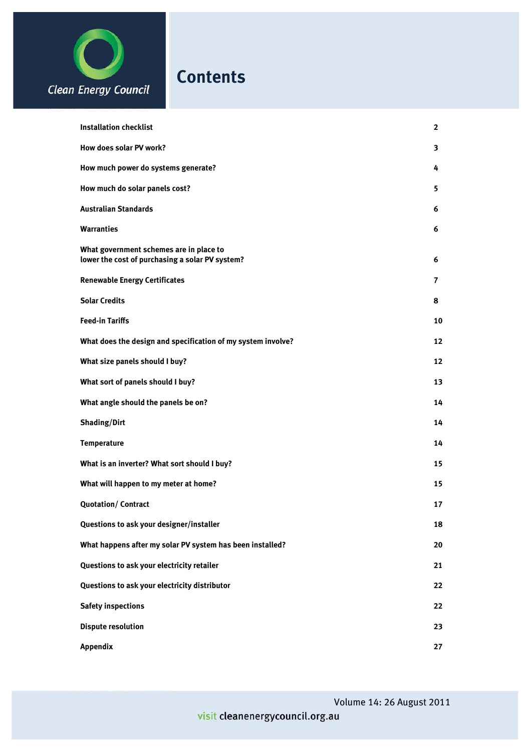Clean Energy Council

# Contents

| | |
|---|---|
| **Installation checklist** | **2** |
| **How does solar PV work?** | **3** |
| **How much power do systems generate?** | **4** |
| **How much do solar panels cost?** | **5** |
| **Australian Standards** | **6** |
| **Warranties** | **6** |
| **What government schemes are in place to lower the cost of purchasing a solar PV system?** | **6** |
| **Renewable Energy Certificates** | **7** |
| **Solar Credits** | **8** |
| **Feed-in Tariffs** | **10** |
| **What does the design and specification of my system involve?** | **12** |
| **What size panels should I buy?** | **12** |
| **What sort of panels should I buy?** | **13** |
| **What angle should the panels be on?** | **14** |
| **Shading/Dirt** | **14** |
| **Temperature** | **14** |
| **What is an inverter? What sort should I buy?** | **15** |
| **What will happen to my meter at home?** | **15** |
| **Quotation/ Contract** | **17** |
| **Questions to ask your designer/installer** | **18** |
| **What happens after my solar PV system has been installed?** | **20** |
| **Questions to ask your electricity retailer** | **21** |
| **Questions to ask your electricity distributor** | **22** |
| **Safety inspections** | **22** |
| **Dispute resolution** | **23** |
| **Appendix** | **27** |

Volume 14: 26 August 2011

visit cleanenergycouncil.org.au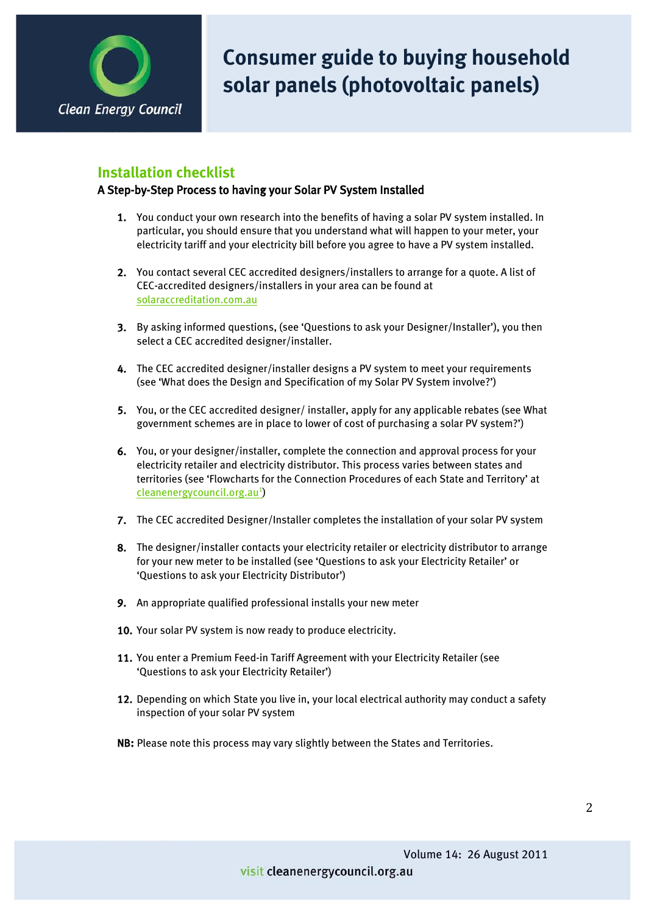# Consumer guide to buying household solar panels (photovoltaic panels)

## Installation checklist

### A Step-by-Step Process to having your Solar PV System Installed

1. You conduct your own research into the benefits of having a solar PV system installed. In particular, you should ensure that you understand what will happen to your meter, your electricity tariff and your electricity bill before you agree to have a PV system installed.

2. You contact several CEC accredited designers/installers to arrange for a quote. A list of CEC-accredited designers/installers in your area can be found at solaraccreditation.com.au

3. By asking informed questions, (see 'Questions to ask your Designer/Installer'), you then select a CEC accredited designer/installer.

4. The CEC accredited designer/installer designs a PV system to meet your requirements (see 'What does the Design and Specification of my Solar PV System involve?')

5. You, or the CEC accredited designer/ installer, apply for any applicable rebates (see What government schemes are in place to lower of cost of purchasing a solar PV system?')

6. You, or your designer/installer, complete the connection and approval process for your electricity retailer and electricity distributor. This process varies between states and territories (see 'Flowcharts for the Connection Procedures of each State and Territory' at cleanenergycouncil.org.au[1])

7. The CEC accredited Designer/Installer completes the installation of your solar PV system

8. The designer/installer contacts your electricity retailer or electricity distributor to arrange for your new meter to be installed (see 'Questions to ask your Electricity Retailer' or 'Questions to ask your Electricity Distributor')

9. An appropriate qualified professional installs your new meter

10. Your solar PV system is now ready to produce electricity.

11. You enter a Premium Feed-in Tariff Agreement with your Electricity Retailer (see 'Questions to ask your Electricity Retailer')

12. Depending on which State you live in, your local electrical authority may conduct a safety inspection of your solar PV system

**NB:** Please note this process may vary slightly between the States and Territories.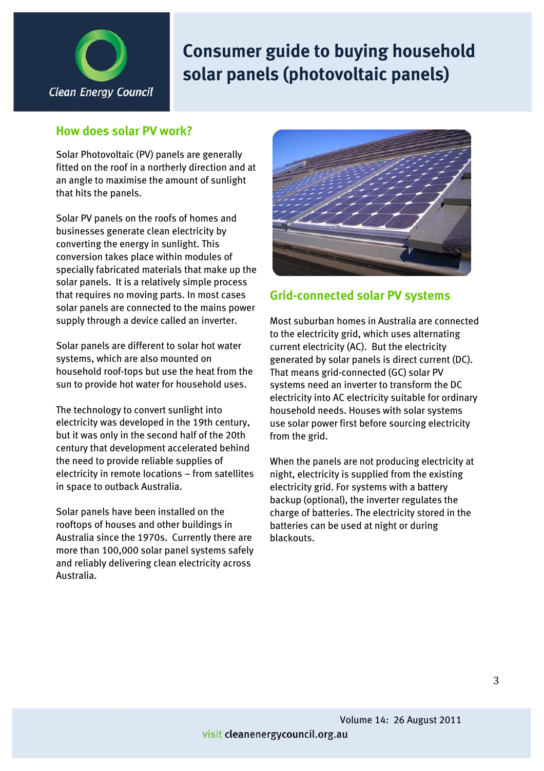# Consumer guide to buying household solar panels (photovoltaic panels)

## How does solar PV work?

Solar Photovoltaic (PV) panels are generally fitted on the roof in a northerly direction and at an angle to maximise the amount of sunlight that hits the panels.

Solar PV panels on the roofs of homes and businesses generate clean electricity by converting the energy in sunlight. This conversion takes place within modules of specially fabricated materials that make up the solar panels. It is a relatively simple process that requires no moving parts. In most cases solar panels are connected to the mains power supply through a device called an inverter.

Solar panels are different to solar hot water systems, which are also mounted on household roof-tops but use the heat from the sun to provide hot water for household uses.

The technology to convert sunlight into electricity was developed in the 19th century, but it was only in the second half of the 20th century that development accelerated behind the need to provide reliable supplies of electricity in remote locations – from satellites in space to outback Australia.

Solar panels have been installed on the rooftops of houses and other buildings in Australia since the 1970s. Currently there are more than 100,000 solar panel systems safely and reliably delivering clean electricity across Australia.

## Grid-connected solar PV systems

Most suburban homes in Australia are connected to the electricity grid, which uses alternating current electricity (AC). But the electricity generated by solar panels is direct current (DC). That means grid-connected (GC) solar PV systems need an inverter to transform the DC electricity into AC electricity suitable for ordinary household needs. Houses with solar systems use solar power first before sourcing electricity from the grid.

When the panels are not producing electricity at night, electricity is supplied from the existing electricity grid. For systems with a battery backup (optional), the inverter regulates the charge of batteries. The electricity stored in the batteries can be used at night or during blackouts.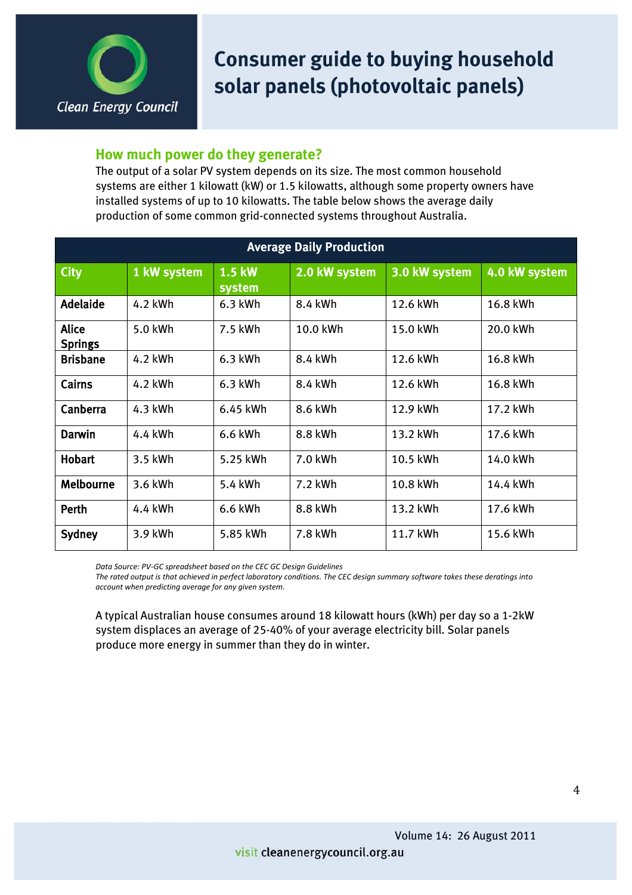## How much power do they generate?

The output of a solar PV system depends on its size. The most common household systems are either 1 kilowatt (kW) or 1.5 kilowatts, although some property owners have installed systems of up to 10 kilowatts. The table below shows the average daily production of some common grid-connected systems throughout Australia.

| Average Daily Production | | | | | |
|---|---|---|---|---|---|
| **City** | **1 kW system** | **1.5 kW system** | **2.0 kW system** | **3.0 kW system** | **4.0 kW system** |
| **Adelaide** | 4.2 kWh | 6.3 kWh | 8.4 kWh | 12.6 kWh | 16.8 kWh |
| **Alice Springs** | 5.0 kWh | 7.5 kWh | 10.0 kWh | 15.0 kWh | 20.0 kWh |
| **Brisbane** | 4.2 kWh | 6.3 kWh | 8.4 kWh | 12.6 kWh | 16.8 kWh |
| **Cairns** | 4.2 kWh | 6.3 kWh | 8.4 kWh | 12.6 kWh | 16.8 kWh |
| **Canberra** | 4.3 kWh | 6.45 kWh | 8.6 kWh | 12.9 kWh | 17.2 kWh |
| **Darwin** | 4.4 kWh | 6.6 kWh | 8.8 kWh | 13.2 kWh | 17.6 kWh |
| **Hobart** | 3.5 kWh | 5.25 kWh | 7.0 kWh | 10.5 kWh | 14.0 kWh |
| **Melbourne** | 3.6 kWh | 5.4 kWh | 7.2 kWh | 10.8 kWh | 14.4 kWh |
| **Perth** | 4.4 kWh | 6.6 kWh | 8.8 kWh | 13.2 kWh | 17.6 kWh |
| **Sydney** | 3.9 kWh | 5.85 kWh | 7.8 kWh | 11.7 kWh | 15.6 kWh |

*Data Source: PV-GC spreadsheet based on the CEC GC Design Guidelines*
*The rated output is that achieved in perfect laboratory conditions. The CEC design summary software takes these deratings into account when predicting average for any given system.*

A typical Australian house consumes around 18 kilowatt hours (kWh) per day so a 1-2kW system displaces an average of 25-40% of your average electricity bill. Solar panels produce more energy in summer than they do in winter.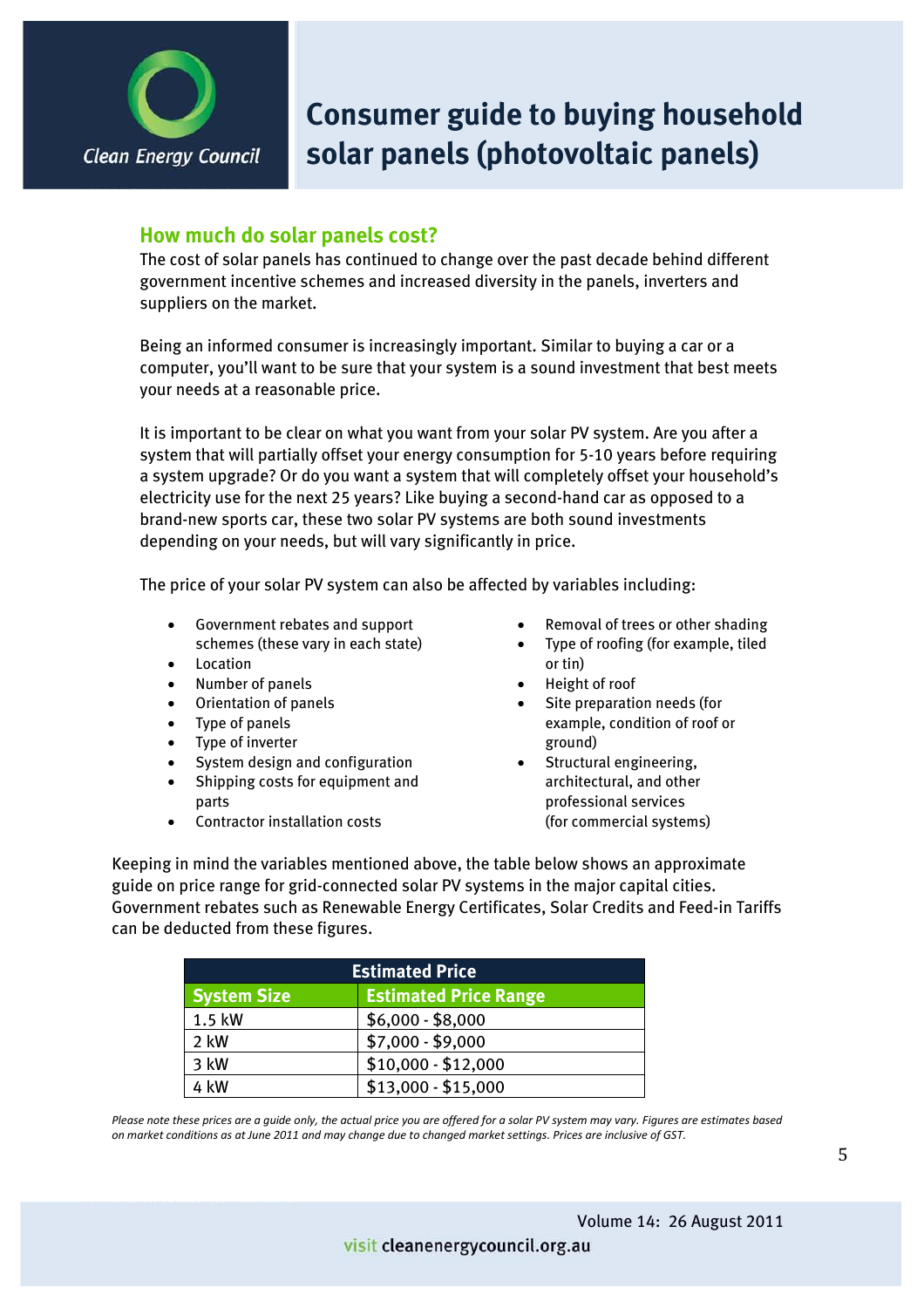# Consumer guide to buying household solar panels (photovoltaic panels)

## How much do solar panels cost?

The cost of solar panels has continued to change over the past decade behind different government incentive schemes and increased diversity in the panels, inverters and suppliers on the market.

Being an informed consumer is increasingly important. Similar to buying a car or a computer, you'll want to be sure that your system is a sound investment that best meets your needs at a reasonable price.

It is important to be clear on what you want from your solar PV system. Are you after a system that will partially offset your energy consumption for 5-10 years before requiring a system upgrade? Or do you want a system that will completely offset your household's electricity use for the next 25 years? Like buying a second-hand car as opposed to a brand-new sports car, these two solar PV systems are both sound investments depending on your needs, but will vary significantly in price.

The price of your solar PV system can also be affected by variables including:

- Government rebates and support schemes (these vary in each state)
- Location
- Number of panels
- Orientation of panels
- Type of panels
- Type of inverter
- System design and configuration
- Shipping costs for equipment and parts
- Contractor installation costs
- Removal of trees or other shading
- Type of roofing (for example, tiled or tin)
- Height of roof
- Site preparation needs (for example, condition of roof or ground)
- Structural engineering, architectural, and other professional services (for commercial systems)

Keeping in mind the variables mentioned above, the table below shows an approximate guide on price range for grid-connected solar PV systems in the major capital cities. Government rebates such as Renewable Energy Certificates, Solar Credits and Feed-in Tariffs can be deducted from these figures.

| Estimated Price | |
|---|---|
| **System Size** | **Estimated Price Range** |
| 1.5 kW | $6,000 - $8,000 |
| 2 kW | $7,000 - $9,000 |
| 3 kW | $10,000 - $12,000 |
| 4 kW | $13,000 - $15,000 |

*Please note these prices are a guide only, the actual price you are offered for a solar PV system may vary. Figures are estimates based on market conditions as at June 2011 and may change due to changed market settings. Prices are inclusive of GST.*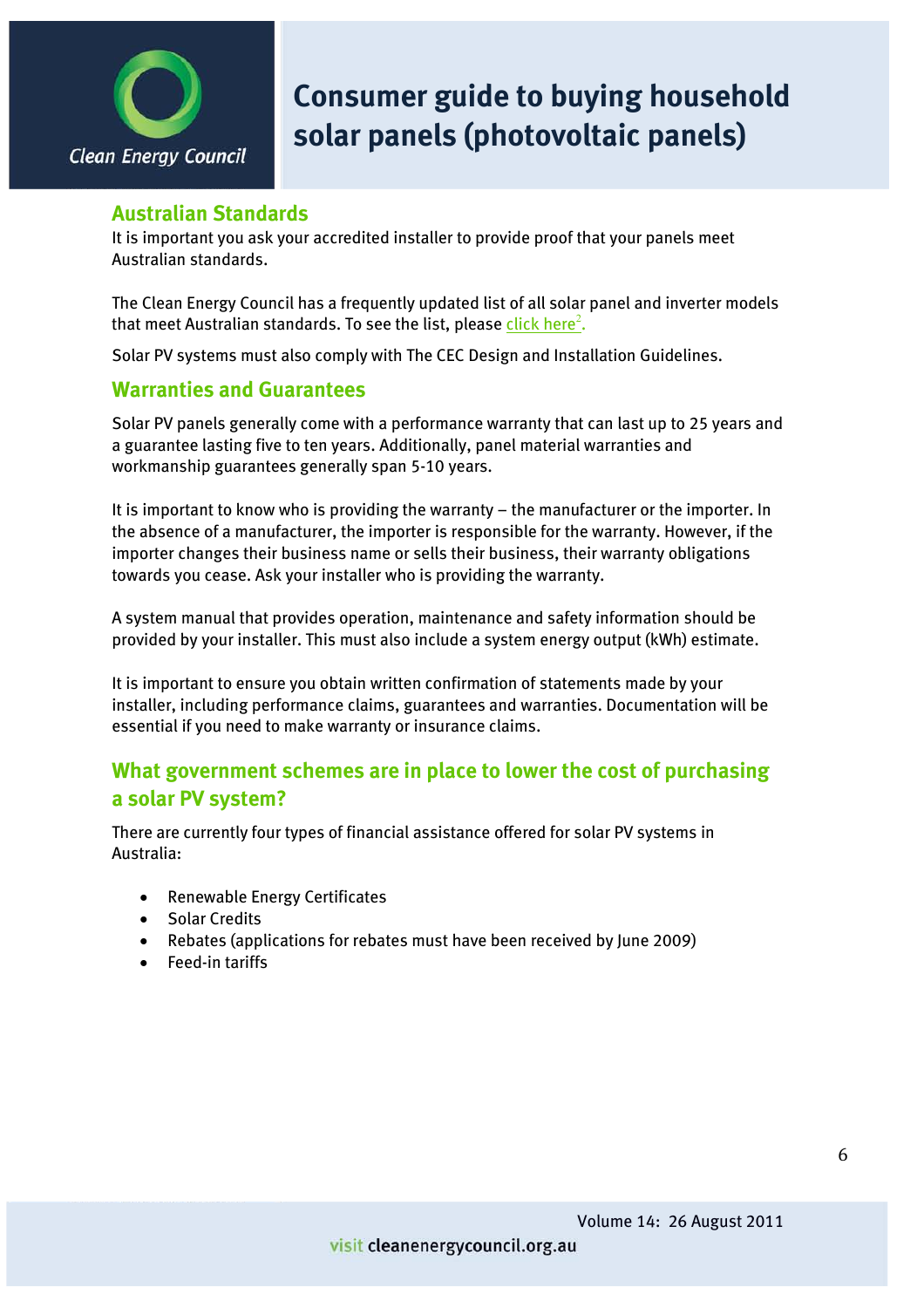## Australian Standards

It is important you ask your accredited installer to provide proof that your panels meet Australian standards.

The Clean Energy Council has a frequently updated list of all solar panel and inverter models that meet Australian standards. To see the list, please click here[2].

Solar PV systems must also comply with The CEC Design and Installation Guidelines.

## Warranties and Guarantees

Solar PV panels generally come with a performance warranty that can last up to 25 years and a guarantee lasting five to ten years. Additionally, panel material warranties and workmanship guarantees generally span 5-10 years.

It is important to know who is providing the warranty – the manufacturer or the importer. In the absence of a manufacturer, the importer is responsible for the warranty. However, if the importer changes their business name or sells their business, their warranty obligations towards you cease. Ask your installer who is providing the warranty.

A system manual that provides operation, maintenance and safety information should be provided by your installer. This must also include a system energy output (kWh) estimate.

It is important to ensure you obtain written confirmation of statements made by your installer, including performance claims, guarantees and warranties. Documentation will be essential if you need to make warranty or insurance claims.

## What government schemes are in place to lower the cost of purchasing a solar PV system?

There are currently four types of financial assistance offered for solar PV systems in Australia:

- Renewable Energy Certificates
- Solar Credits
- Rebates (applications for rebates must have been received by June 2009)
- Feed-in tariffs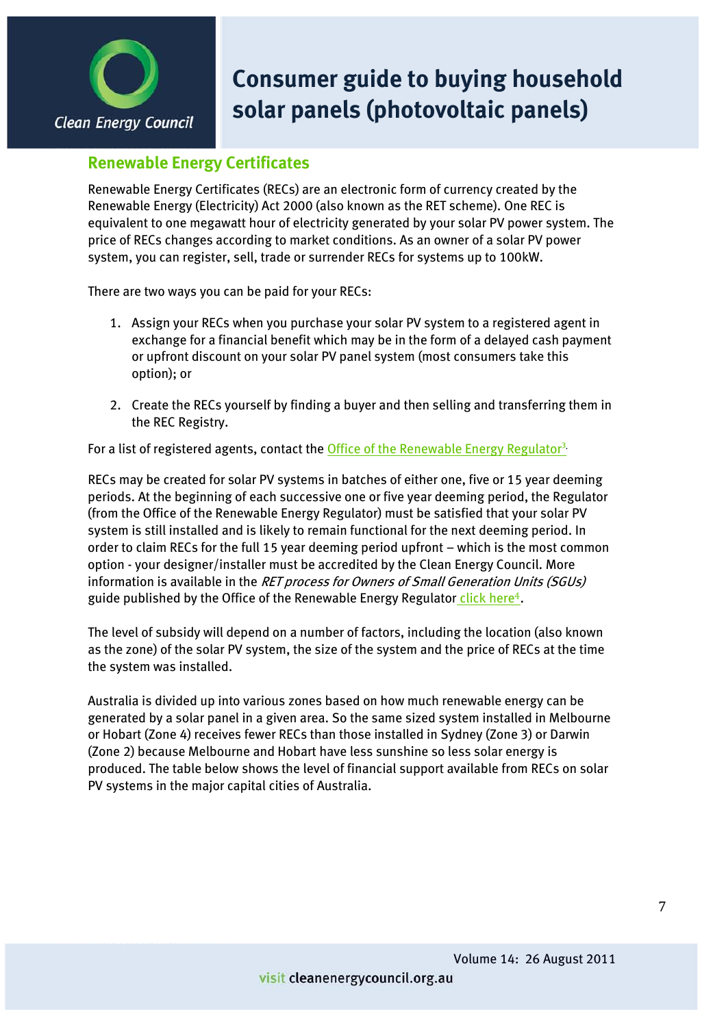## Renewable Energy Certificates

Renewable Energy Certificates (RECs) are an electronic form of currency created by the Renewable Energy (Electricity) Act 2000 (also known as the RET scheme). One REC is equivalent to one megawatt hour of electricity generated by your solar PV power system. The price of RECs changes according to market conditions. As an owner of a solar PV power system, you can register, sell, trade or surrender RECs for systems up to 100kW.

There are two ways you can be paid for your RECs:

1. Assign your RECs when you purchase your solar PV system to a registered agent in exchange for a financial benefit which may be in the form of a delayed cash payment or upfront discount on your solar PV panel system (most consumers take this option); or

2. Create the RECs yourself by finding a buyer and then selling and transferring them in the REC Registry.

For a list of registered agents, contact the Office of the Renewable Energy Regulator[3].

RECs may be created for solar PV systems in batches of either one, five or 15 year deeming periods. At the beginning of each successive one or five year deeming period, the Regulator (from the Office of the Renewable Energy Regulator) must be satisfied that your solar PV system is still installed and is likely to remain functional for the next deeming period. In order to claim RECs for the full 15 year deeming period upfront – which is the most common option - your designer/installer must be accredited by the Clean Energy Council. More information is available in the *RET process for Owners of Small Generation Units (SGUs)* guide published by the Office of the Renewable Energy Regulator click here[4].

The level of subsidy will depend on a number of factors, including the location (also known as the zone) of the solar PV system, the size of the system and the price of RECs at the time the system was installed.

Australia is divided up into various zones based on how much renewable energy can be generated by a solar panel in a given area. So the same sized system installed in Melbourne or Hobart (Zone 4) receives fewer RECs than those installed in Sydney (Zone 3) or Darwin (Zone 2) because Melbourne and Hobart have less sunshine so less solar energy is produced. The table below shows the level of financial support available from RECs on solar PV systems in the major capital cities of Australia.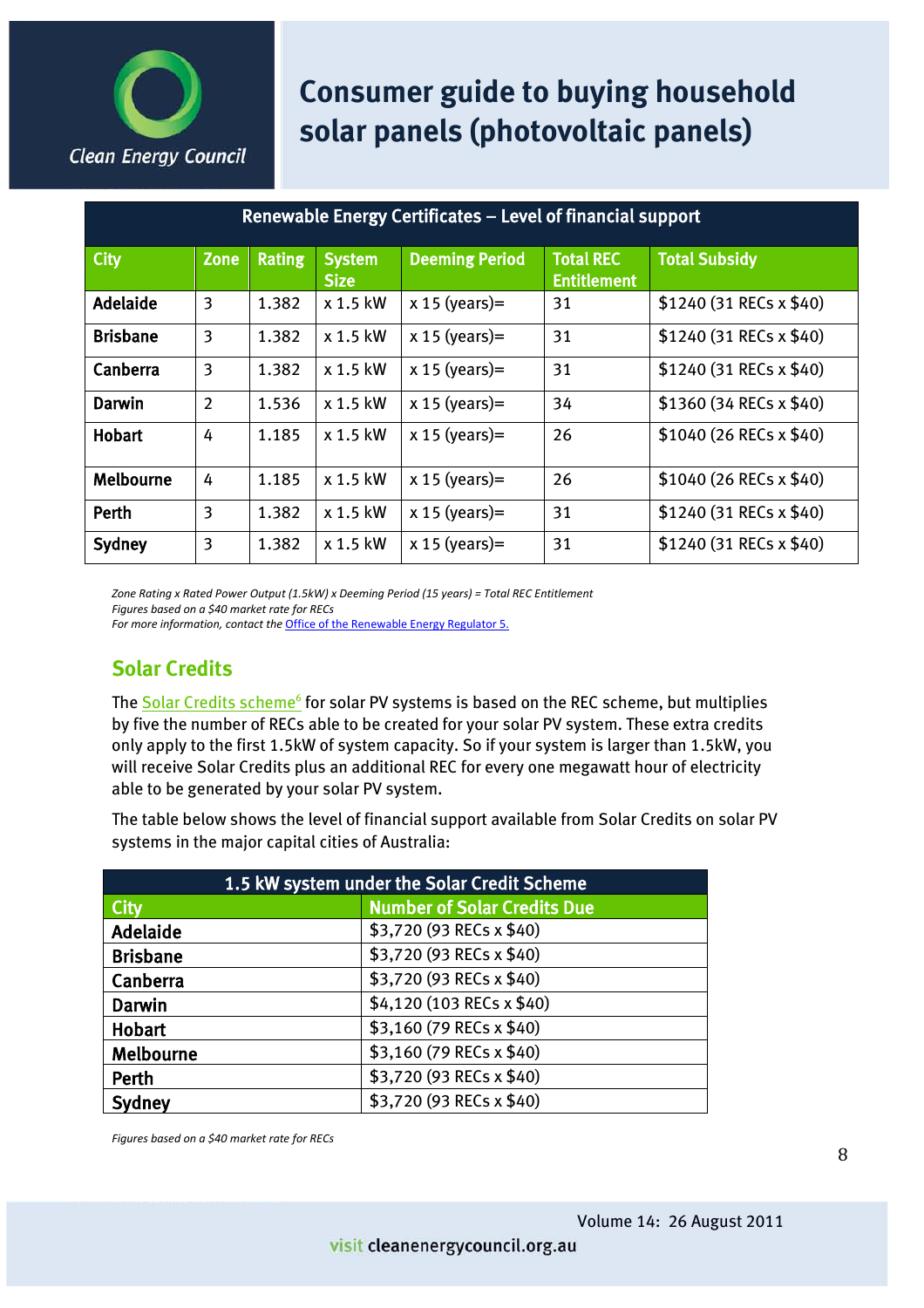# Consumer guide to buying household solar panels (photovoltaic panels)

| Renewable Energy Certificates – Level of financial support | | | | | | |
|---|---|---|---|---|---|---|
| **City** | **Zone** | **Rating** | **System Size** | **Deeming Period** | **Total REC Entitlement** | **Total Subsidy** |
| **Adelaide** | 3 | 1.382 | x 1.5 kW | x 15 (years)= | 31 | $1240 (31 RECs x $40) |
| **Brisbane** | 3 | 1.382 | x 1.5 kW | x 15 (years)= | 31 | $1240 (31 RECs x $40) |
| **Canberra** | 3 | 1.382 | x 1.5 kW | x 15 (years)= | 31 | $1240 (31 RECs x $40) |
| **Darwin** | 2 | 1.536 | x 1.5 kW | x 15 (years)= | 34 | $1360 (34 RECs x $40) |
| **Hobart** | 4 | 1.185 | x 1.5 kW | x 15 (years)= | 26 | $1040 (26 RECs x $40) |
| **Melbourne** | 4 | 1.185 | x 1.5 kW | x 15 (years)= | 26 | $1040 (26 RECs x $40) |
| **Perth** | 3 | 1.382 | x 1.5 kW | x 15 (years)= | 31 | $1240 (31 RECs x $40) |
| **Sydney** | 3 | 1.382 | x 1.5 kW | x 15 (years)= | 31 | $1240 (31 RECs x $40) |

*Zone Rating x Rated Power Output (1.5kW) x Deeming Period (15 years) = Total REC Entitlement*
*Figures based on a $40 market rate for RECs*
*For more information, contact the Office of the Renewable Energy Regulator 5.*

## Solar Credits

The Solar Credits scheme[6] for solar PV systems is based on the REC scheme, but multiplies by five the number of RECs able to be created for your solar PV system. These extra credits only apply to the first 1.5kW of system capacity. So if your system is larger than 1.5kW, you will receive Solar Credits plus an additional REC for every one megawatt hour of electricity able to be generated by your solar PV system.

The table below shows the level of financial support available from Solar Credits on solar PV systems in the major capital cities of Australia:

| 1.5 kW system under the Solar Credit Scheme | |
|---|---|
| **City** | **Number of Solar Credits Due** |
| **Adelaide** | $3,720 (93 RECs x $40) |
| **Brisbane** | $3,720 (93 RECs x $40) |
| **Canberra** | $3,720 (93 RECs x $40) |
| **Darwin** | $4,120 (103 RECs x $40) |
| **Hobart** | $3,160 (79 RECs x $40) |
| **Melbourne** | $3,160 (79 RECs x $40) |
| **Perth** | $3,720 (93 RECs x $40) |
| **Sydney** | $3,720 (93 RECs x $40) |

*Figures based on a $40 market rate for RECs*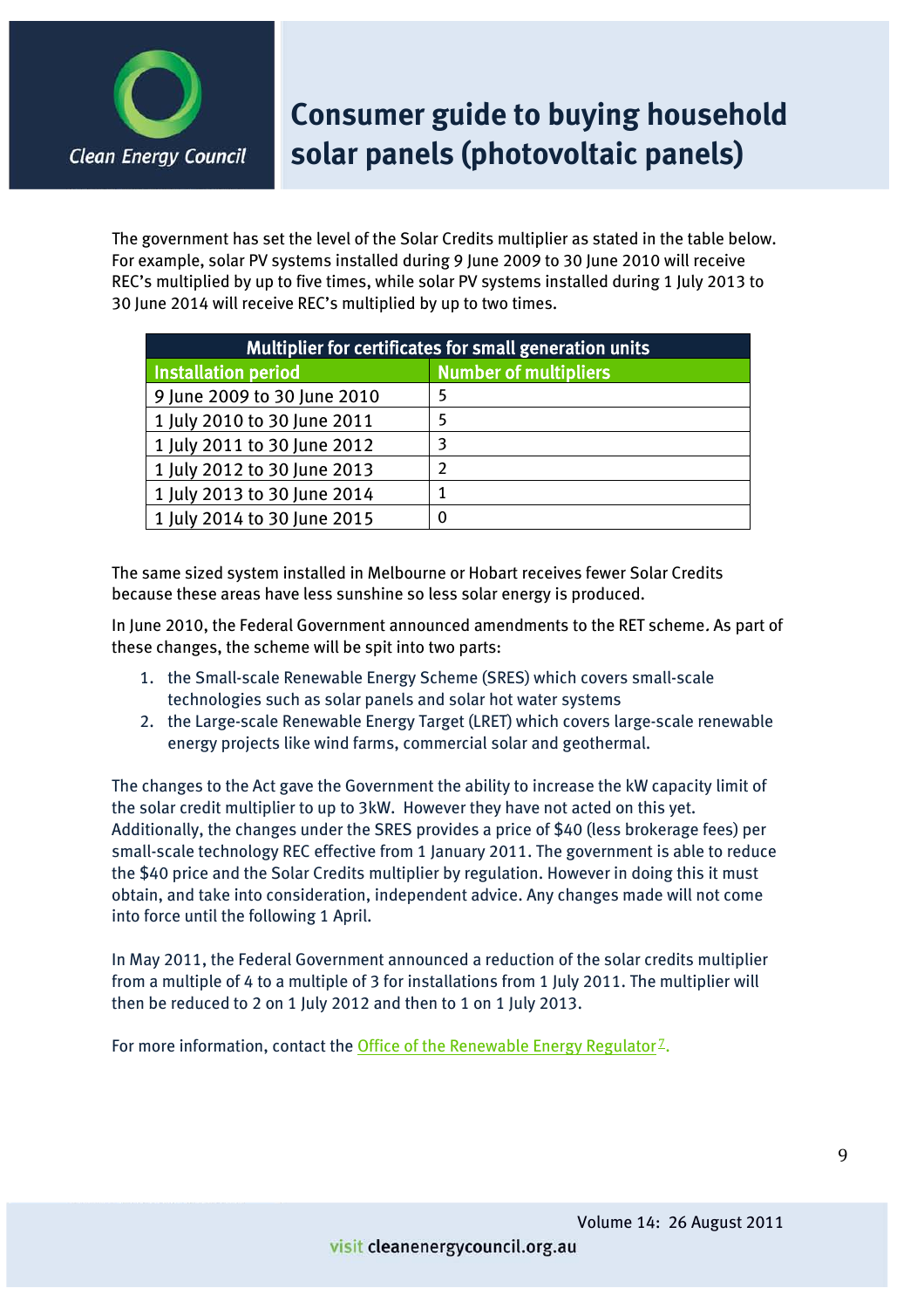The government has set the level of the Solar Credits multiplier as stated in the table below. For example, solar PV systems installed during 9 June 2009 to 30 June 2010 will receive REC's multiplied by up to five times, while solar PV systems installed during 1 July 2013 to 30 June 2014 will receive REC's multiplied by up to two times.

| Multiplier for certificates for small generation units | |
|---|---|
| **Installation period** | **Number of multipliers** |
| 9 June 2009 to 30 June 2010 | 5 |
| 1 July 2010 to 30 June 2011 | 5 |
| 1 July 2011 to 30 June 2012 | 3 |
| 1 July 2012 to 30 June 2013 | 2 |
| 1 July 2013 to 30 June 2014 | 1 |
| 1 July 2014 to 30 June 2015 | 0 |

The same sized system installed in Melbourne or Hobart receives fewer Solar Credits because these areas have less sunshine so less solar energy is produced.

In June 2010, the Federal Government announced amendments to the RET scheme. As part of these changes, the scheme will be spit into two parts:

1. the Small-scale Renewable Energy Scheme (SRES) which covers small-scale technologies such as solar panels and solar hot water systems
2. the Large-scale Renewable Energy Target (LRET) which covers large-scale renewable energy projects like wind farms, commercial solar and geothermal.

The changes to the Act gave the Government the ability to increase the kW capacity limit of the solar credit multiplier to up to 3kW. However they have not acted on this yet. Additionally, the changes under the SRES provides a price of $40 (less brokerage fees) per small-scale technology REC effective from 1 January 2011. The government is able to reduce the $40 price and the Solar Credits multiplier by regulation. However in doing this it must obtain, and take into consideration, independent advice. Any changes made will not come into force until the following 1 April.

In May 2011, the Federal Government announced a reduction of the solar credits multiplier from a multiple of 4 to a multiple of 3 for installations from 1 July 2011. The multiplier will then be reduced to 2 on 1 July 2012 and then to 1 on 1 July 2013.

For more information, contact the Office of the Renewable Energy Regulator[7].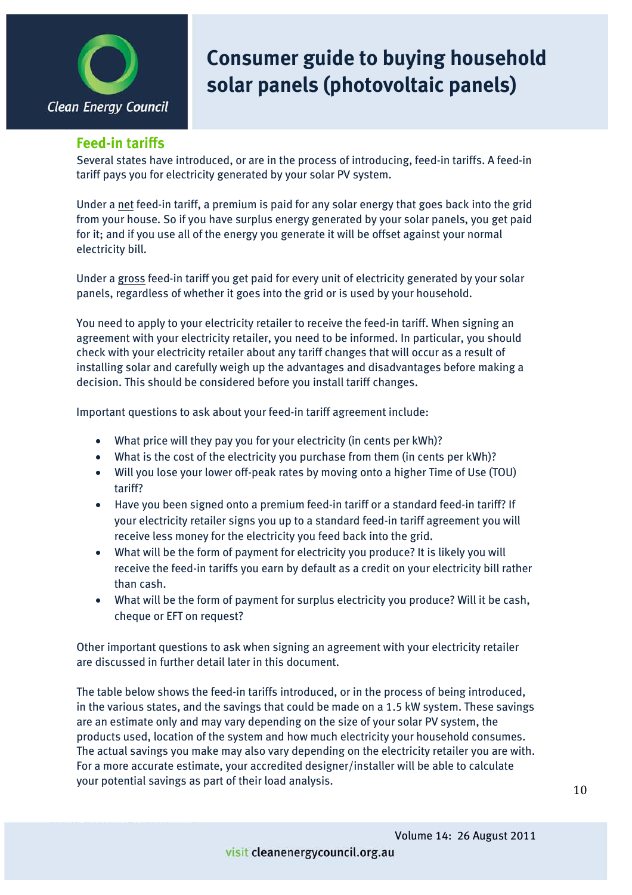## Feed-in tariffs

Several states have introduced, or are in the process of introducing, feed-in tariffs. A feed-in tariff pays you for electricity generated by your solar PV system.

Under a net feed-in tariff, a premium is paid for any solar energy that goes back into the grid from your house. So if you have surplus energy generated by your solar panels, you get paid for it; and if you use all of the energy you generate it will be offset against your normal electricity bill.

Under a gross feed-in tariff you get paid for every unit of electricity generated by your solar panels, regardless of whether it goes into the grid or is used by your household.

You need to apply to your electricity retailer to receive the feed-in tariff. When signing an agreement with your electricity retailer, you need to be informed. In particular, you should check with your electricity retailer about any tariff changes that will occur as a result of installing solar and carefully weigh up the advantages and disadvantages before making a decision. This should be considered before you install tariff changes.

Important questions to ask about your feed-in tariff agreement include:

- What price will they pay you for your electricity (in cents per kWh)?
- What is the cost of the electricity you purchase from them (in cents per kWh)?
- Will you lose your lower off-peak rates by moving onto a higher Time of Use (TOU) tariff?
- Have you been signed onto a premium feed-in tariff or a standard feed-in tariff? If your electricity retailer signs you up to a standard feed-in tariff agreement you will receive less money for the electricity you feed back into the grid.
- What will be the form of payment for electricity you produce? It is likely you will receive the feed-in tariffs you earn by default as a credit on your electricity bill rather than cash.
- What will be the form of payment for surplus electricity you produce? Will it be cash, cheque or EFT on request?

Other important questions to ask when signing an agreement with your electricity retailer are discussed in further detail later in this document.

The table below shows the feed-in tariffs introduced, or in the process of being introduced, in the various states, and the savings that could be made on a 1.5 kW system. These savings are an estimate only and may vary depending on the size of your solar PV system, the products used, location of the system and how much electricity your household consumes. The actual savings you make may also vary depending on the electricity retailer you are with. For a more accurate estimate, your accredited designer/installer will be able to calculate your potential savings as part of their load analysis.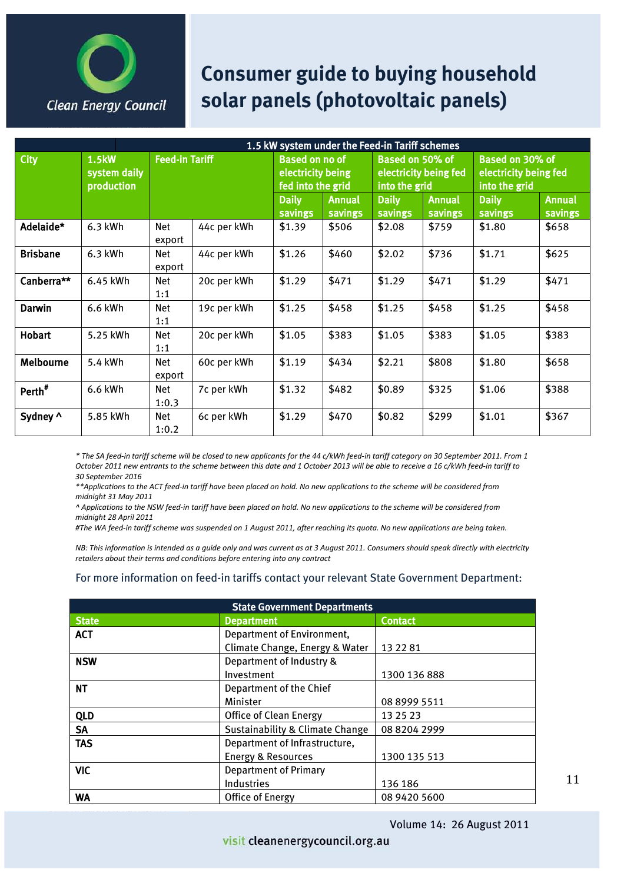# Consumer guide to buying household solar panels (photovoltaic panels)

| 1.5 kW system under the Feed-in Tariff schemes | | | | | | | | | | |
|---|---|---|---|---|---|---|---|---|---|---|
| City | 1.5kW system daily production | Feed-in Tariff | | Based on no of electricity being fed into the grid | | Based on 50% of electricity being fed into the grid | | Based on 30% of electricity being fed into the grid | | |
| | | | | Daily savings | Annual savings | Daily savings | Annual savings | Daily savings | Annual savings | |
| Adelaide* | 6.3 kWh | Net export | 44c per kWh | $1.39 | $506 | $2.08 | $759 | $1.80 | $658 | |
| Brisbane | 6.3 kWh | Net export | 44c per kWh | $1.26 | $460 | $2.02 | $736 | $1.71 | $625 | |
| Canberra** | 6.45 kWh | Net 1:1 | 20c per kWh | $1.29 | $471 | $1.29 | $471 | $1.29 | $471 | |
| Darwin | 6.6 kWh | Net 1:1 | 19c per kWh | $1.25 | $458 | $1.25 | $458 | $1.25 | $458 | |
| Hobart | 5.25 kWh | Net 1:1 | 20c per kWh | $1.05 | $383 | $1.05 | $383 | $1.05 | $383 | |
| Melbourne | 5.4 kWh | Net export | 60c per kWh | $1.19 | $434 | $2.21 | $808 | $1.80 | $658 | |
| Perth# | 6.6 kWh | Net 1:0.3 | 7c per kWh | $1.32 | $482 | $0.89 | $325 | $1.06 | $388 | |
| Sydney ^ | 5.85 kWh | Net 1:0.2 | 6c per kWh | $1.29 | $470 | $0.82 | $299 | $1.01 | $367 | |

*\* The SA feed-in tariff scheme will be closed to new applicants for the 44 c/kWh feed-in tariff category on 30 September 2011. From 1 October 2011 new entrants to the scheme between this date and 1 October 2013 will be able to receive a 16 c/kWh feed-in tariff to 30 September 2016*

*\*\*Applications to the ACT feed-in tariff have been placed on hold. No new applications to the scheme will be considered from midnight 31 May 2011*

*^ Applications to the NSW feed-in tariff have been placed on hold. No new applications to the scheme will be considered from midnight 28 April 2011*

*#The WA feed-in tariff scheme was suspended on 1 August 2011, after reaching its quota. No new applications are being taken.*

*NB: This information is intended as a guide only and was current as at 3 August 2011. Consumers should speak directly with electricity retailers about their terms and conditions before entering into any contract*

For more information on feed-in tariffs contact your relevant State Government Department:

| State Government Departments | | |
|---|---|---|
| State | Department | Contact |
| ACT | Department of Environment, Climate Change, Energy & Water | 13 22 81 |
| NSW | Department of Industry & Investment | 1300 136 888 |
| NT | Department of the Chief Minister | 08 8999 5511 |
| QLD | Office of Clean Energy | 13 25 23 |
| SA | Sustainability & Climate Change | 08 8204 2999 |
| TAS | Department of Infrastructure, Energy & Resources | 1300 135 513 |
| VIC | Department of Primary Industries | 136 186 |
| WA | Office of Energy | 08 9420 5600 |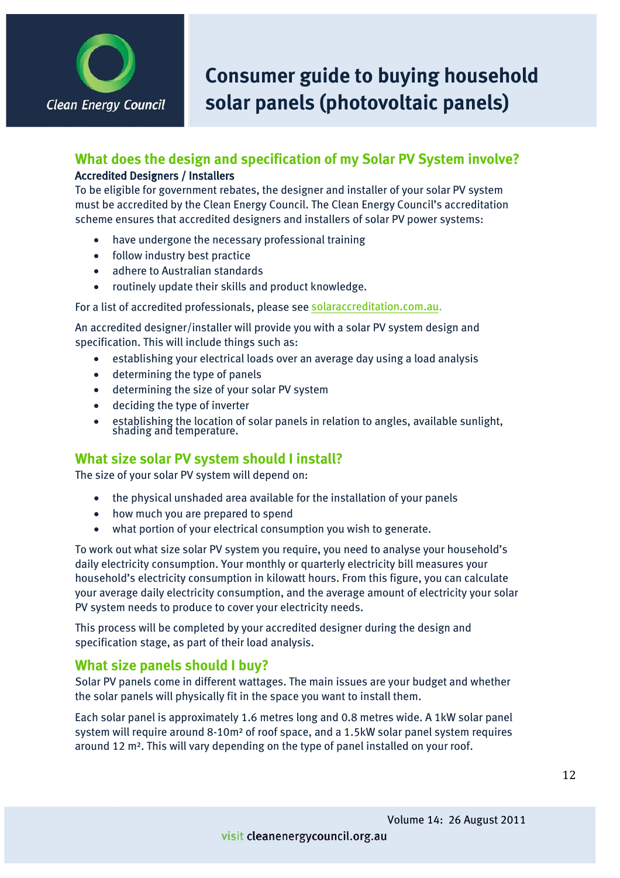# Consumer guide to buying household solar panels (photovoltaic panels)

## What does the design and specification of my Solar PV System involve?

### Accredited Designers / Installers

To be eligible for government rebates, the designer and installer of your solar PV system must be accredited by the Clean Energy Council. The Clean Energy Council's accreditation scheme ensures that accredited designers and installers of solar PV power systems:

- have undergone the necessary professional training
- follow industry best practice
- adhere to Australian standards
- routinely update their skills and product knowledge.

For a list of accredited professionals, please see solaraccreditation.com.au.

An accredited designer/installer will provide you with a solar PV system design and specification. This will include things such as:

- establishing your electrical loads over an average day using a load analysis
- determining the type of panels
- determining the size of your solar PV system
- deciding the type of inverter
- establishing the location of solar panels in relation to angles, available sunlight, shading and temperature.

## What size solar PV system should I install?

The size of your solar PV system will depend on:

- the physical unshaded area available for the installation of your panels
- how much you are prepared to spend
- what portion of your electrical consumption you wish to generate.

To work out what size solar PV system you require, you need to analyse your household's daily electricity consumption. Your monthly or quarterly electricity bill measures your household's electricity consumption in kilowatt hours. From this figure, you can calculate your average daily electricity consumption, and the average amount of electricity your solar PV system needs to produce to cover your electricity needs.

This process will be completed by your accredited designer during the design and specification stage, as part of their load analysis.

## What size panels should I buy?

Solar PV panels come in different wattages. The main issues are your budget and whether the solar panels will physically fit in the space you want to install them.

Each solar panel is approximately 1.6 metres long and 0.8 metres wide. A 1kW solar panel system will require around 8-10m² of roof space, and a 1.5kW solar panel system requires around 12 m². This will vary depending on the type of panel installed on your roof.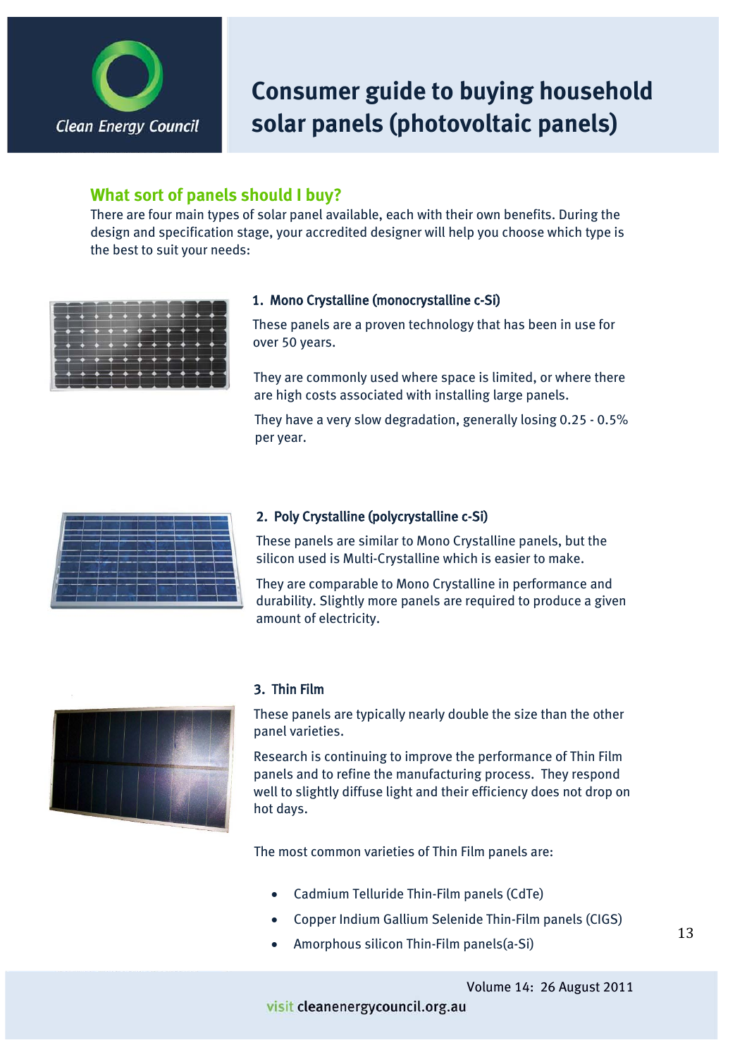# Consumer guide to buying household solar panels (photovoltaic panels)

## What sort of panels should I buy?

There are four main types of solar panel available, each with their own benefits. During the design and specification stage, your accredited designer will help you choose which type is the best to suit your needs:

### 1. Mono Crystalline (monocrystalline c-Si)

These panels are a proven technology that has been in use for over 50 years.

They are commonly used where space is limited, or where there are high costs associated with installing large panels.

They have a very slow degradation, generally losing 0.25 - 0.5% per year.

### 2. Poly Crystalline (polycrystalline c-Si)

These panels are similar to Mono Crystalline panels, but the silicon used is Multi-Crystalline which is easier to make.

They are comparable to Mono Crystalline in performance and durability. Slightly more panels are required to produce a given amount of electricity.

### 3. Thin Film

These panels are typically nearly double the size than the other panel varieties.

Research is continuing to improve the performance of Thin Film panels and to refine the manufacturing process. They respond well to slightly diffuse light and their efficiency does not drop on hot days.

The most common varieties of Thin Film panels are:

- Cadmium Telluride Thin-Film panels (CdTe)
- Copper Indium Gallium Selenide Thin-Film panels (CIGS)
- Amorphous silicon Thin-Film panels(a-Si)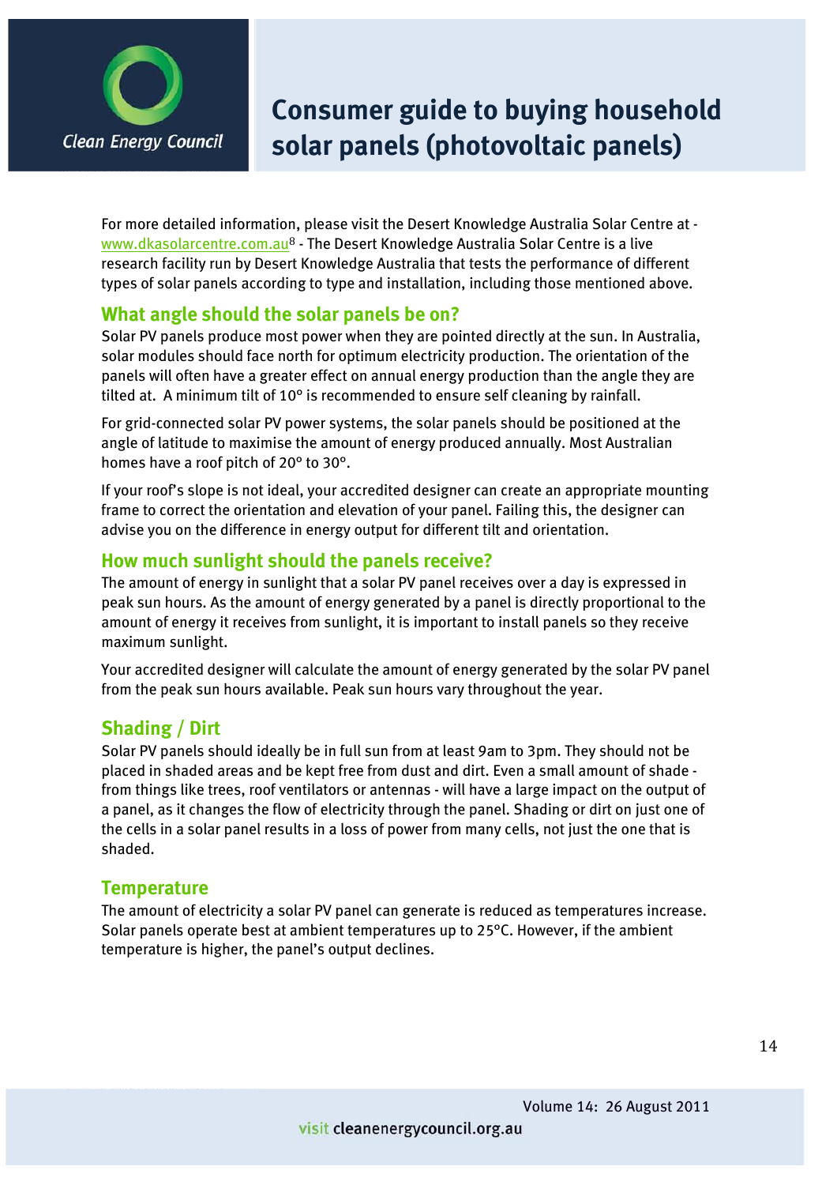For more detailed information, please visit the Desert Knowledge Australia Solar Centre at - www.dkasolarcentre.com.au[8] - The Desert Knowledge Australia Solar Centre is a live research facility run by Desert Knowledge Australia that tests the performance of different types of solar panels according to type and installation, including those mentioned above.

## What angle should the solar panels be on?

Solar PV panels produce most power when they are pointed directly at the sun. In Australia, solar modules should face north for optimum electricity production. The orientation of the panels will often have a greater effect on annual energy production than the angle they are tilted at. A minimum tilt of 10° is recommended to ensure self cleaning by rainfall.

For grid-connected solar PV power systems, the solar panels should be positioned at the angle of latitude to maximise the amount of energy produced annually. Most Australian homes have a roof pitch of 20° to 30°.

If your roof's slope is not ideal, your accredited designer can create an appropriate mounting frame to correct the orientation and elevation of your panel. Failing this, the designer can advise you on the difference in energy output for different tilt and orientation.

## How much sunlight should the panels receive?

The amount of energy in sunlight that a solar PV panel receives over a day is expressed in peak sun hours. As the amount of energy generated by a panel is directly proportional to the amount of energy it receives from sunlight, it is important to install panels so they receive maximum sunlight.

Your accredited designer will calculate the amount of energy generated by the solar PV panel from the peak sun hours available. Peak sun hours vary throughout the year.

## Shading / Dirt

Solar PV panels should ideally be in full sun from at least 9am to 3pm. They should not be placed in shaded areas and be kept free from dust and dirt. Even a small amount of shade - from things like trees, roof ventilators or antennas - will have a large impact on the output of a panel, as it changes the flow of electricity through the panel. Shading or dirt on just one of the cells in a solar panel results in a loss of power from many cells, not just the one that is shaded.

## Temperature

The amount of electricity a solar PV panel can generate is reduced as temperatures increase. Solar panels operate best at ambient temperatures up to 25°C. However, if the ambient temperature is higher, the panel's output declines.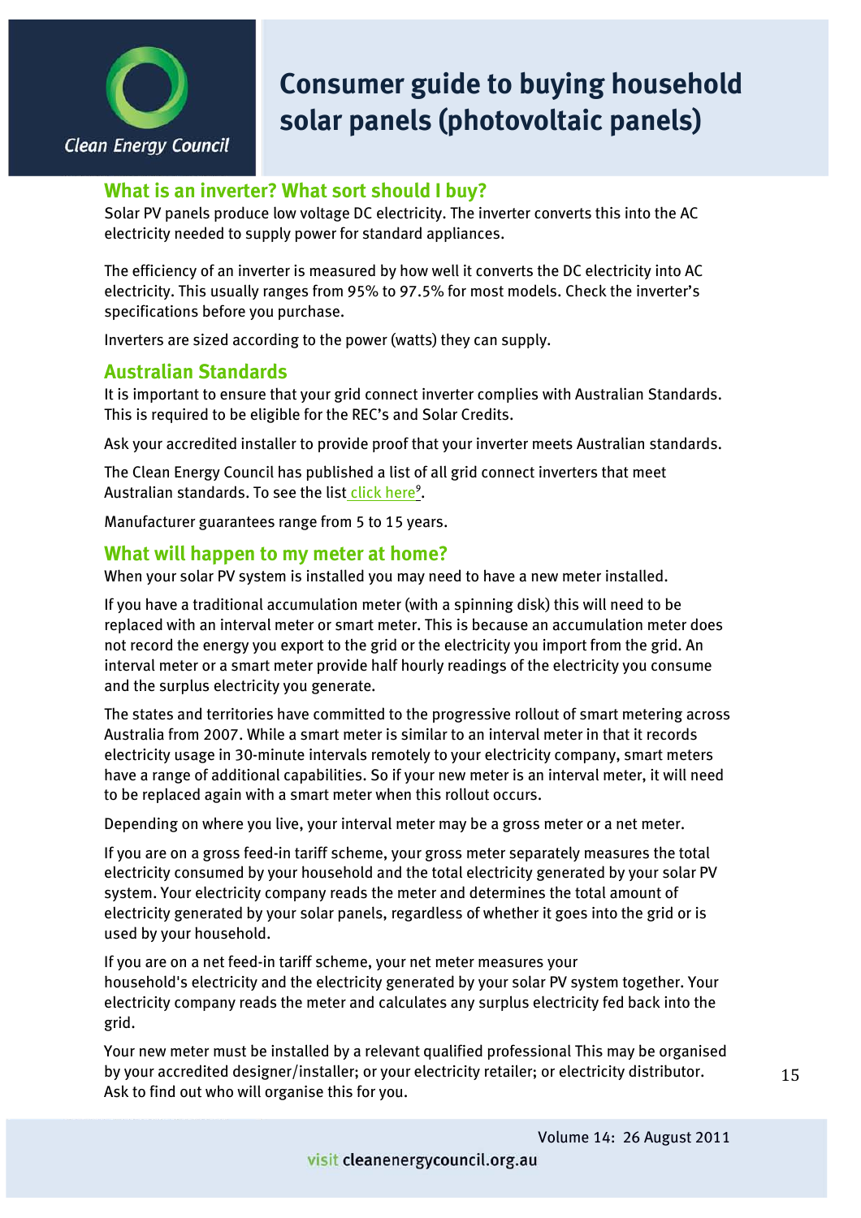## What is an inverter? What sort should I buy?

Solar PV panels produce low voltage DC electricity. The inverter converts this into the AC electricity needed to supply power for standard appliances.

The efficiency of an inverter is measured by how well it converts the DC electricity into AC electricity. This usually ranges from 95% to 97.5% for most models. Check the inverter's specifications before you purchase.

Inverters are sized according to the power (watts) they can supply.

## Australian Standards

It is important to ensure that your grid connect inverter complies with Australian Standards. This is required to be eligible for the REC's and Solar Credits.

Ask your accredited installer to provide proof that your inverter meets Australian standards.

The Clean Energy Council has published a list of all grid connect inverters that meet Australian standards. To see the list click here[9].

Manufacturer guarantees range from 5 to 15 years.

## What will happen to my meter at home?

When your solar PV system is installed you may need to have a new meter installed.

If you have a traditional accumulation meter (with a spinning disk) this will need to be replaced with an interval meter or smart meter. This is because an accumulation meter does not record the energy you export to the grid or the electricity you import from the grid. An interval meter or a smart meter provide half hourly readings of the electricity you consume and the surplus electricity you generate.

The states and territories have committed to the progressive rollout of smart metering across Australia from 2007. While a smart meter is similar to an interval meter in that it records electricity usage in 30-minute intervals remotely to your electricity company, smart meters have a range of additional capabilities. So if your new meter is an interval meter, it will need to be replaced again with a smart meter when this rollout occurs.

Depending on where you live, your interval meter may be a gross meter or a net meter.

If you are on a gross feed-in tariff scheme, your gross meter separately measures the total electricity consumed by your household and the total electricity generated by your solar PV system. Your electricity company reads the meter and determines the total amount of electricity generated by your solar panels, regardless of whether it goes into the grid or is used by your household.

If you are on a net feed-in tariff scheme, your net meter measures your household's electricity and the electricity generated by your solar PV system together. Your electricity company reads the meter and calculates any surplus electricity fed back into the grid.

Your new meter must be installed by a relevant qualified professional This may be organised by your accredited designer/installer; or your electricity retailer; or electricity distributor. Ask to find out who will organise this for you.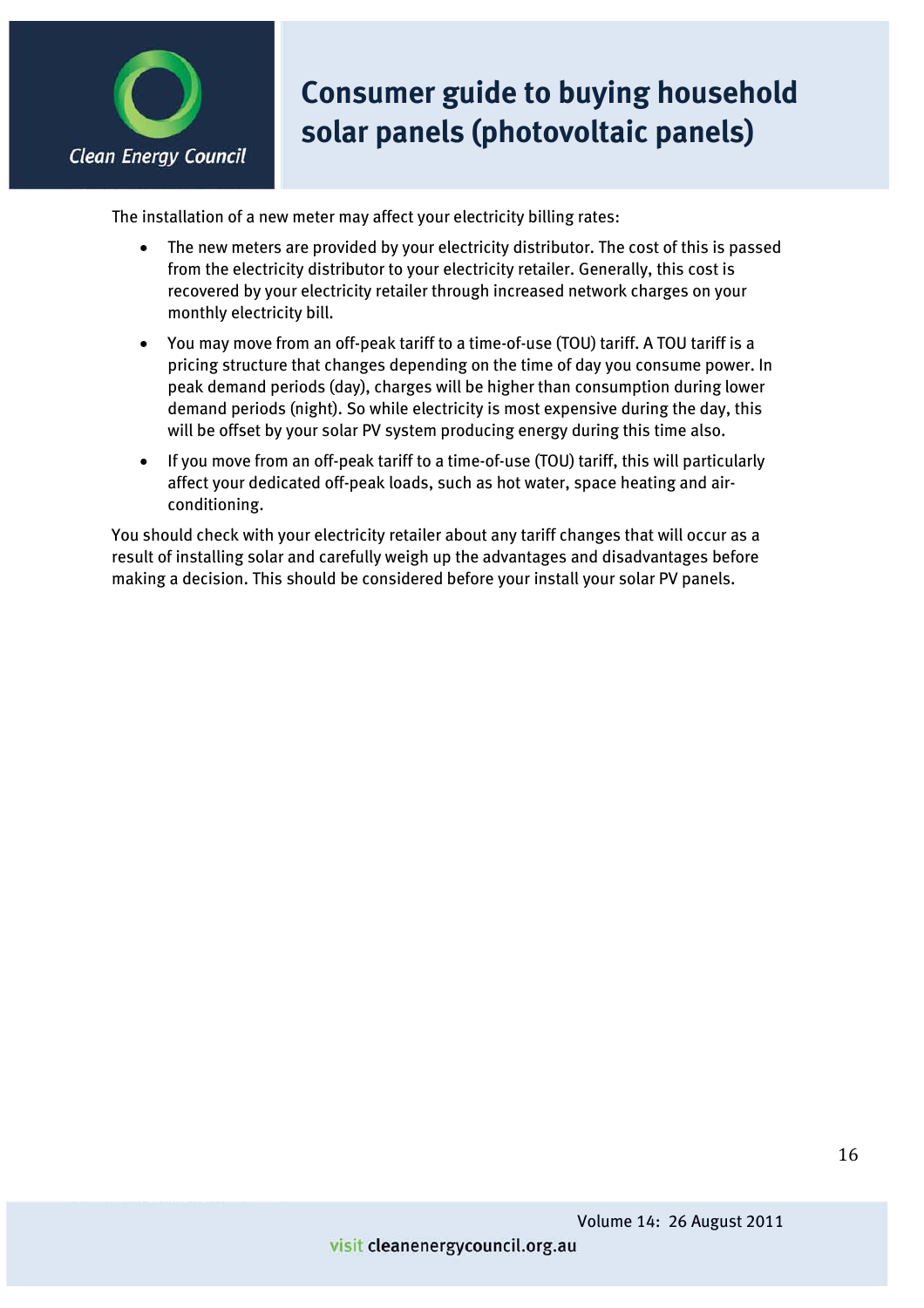The installation of a new meter may affect your electricity billing rates:

- The new meters are provided by your electricity distributor. The cost of this is passed from the electricity distributor to your electricity retailer. Generally, this cost is recovered by your electricity retailer through increased network charges on your monthly electricity bill.
- You may move from an off-peak tariff to a time-of-use (TOU) tariff. A TOU tariff is a pricing structure that changes depending on the time of day you consume power. In peak demand periods (day), charges will be higher than consumption during lower demand periods (night). So while electricity is most expensive during the day, this will be offset by your solar PV system producing energy during this time also.
- If you move from an off-peak tariff to a time-of-use (TOU) tariff, this will particularly affect your dedicated off-peak loads, such as hot water, space heating and air-conditioning.

You should check with your electricity retailer about any tariff changes that will occur as a result of installing solar and carefully weigh up the advantages and disadvantages before making a decision. This should be considered before your install your solar PV panels.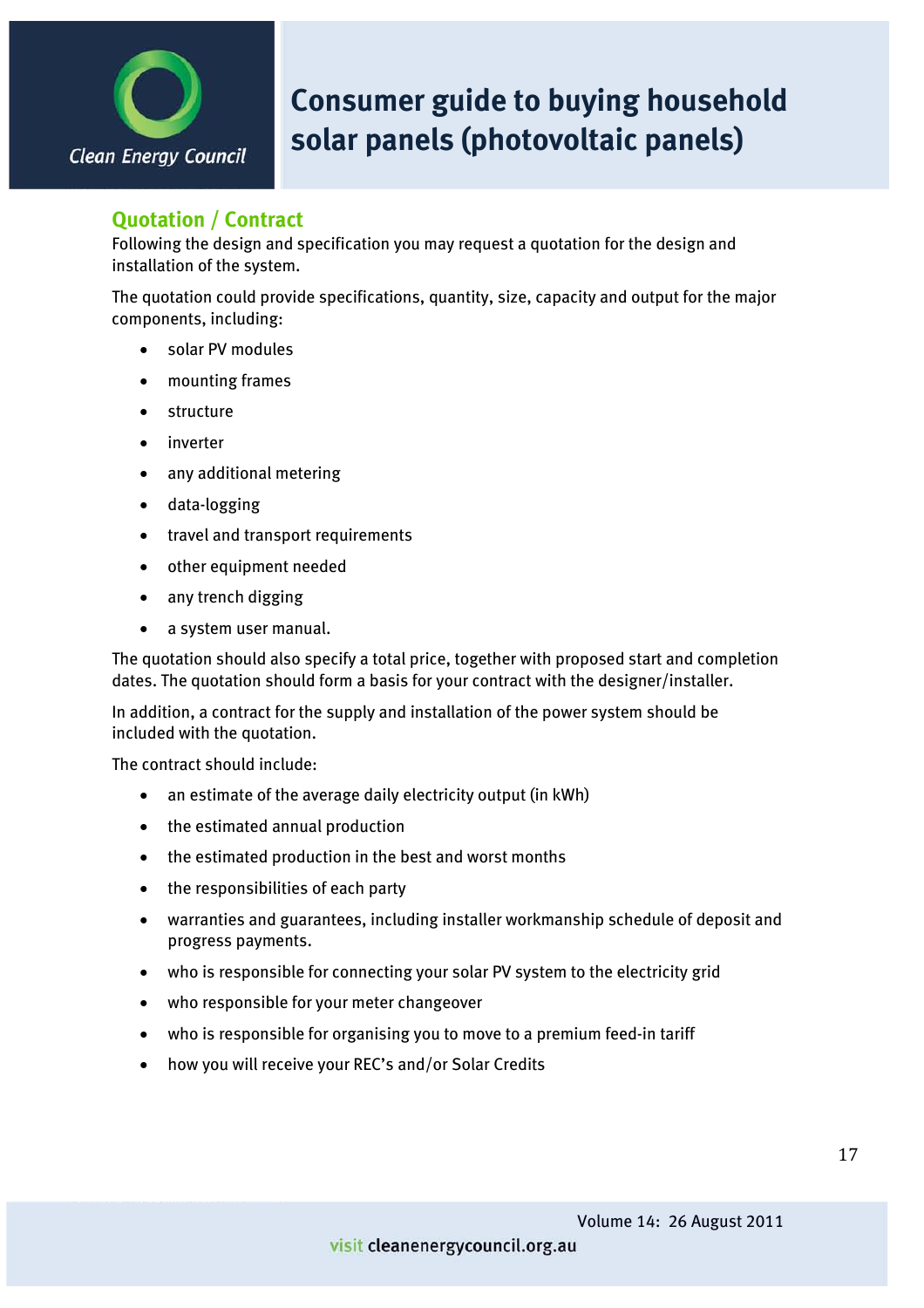## Quotation / Contract

Following the design and specification you may request a quotation for the design and installation of the system.

The quotation could provide specifications, quantity, size, capacity and output for the major components, including:

- solar PV modules
- mounting frames
- structure
- inverter
- any additional metering
- data-logging
- travel and transport requirements
- other equipment needed
- any trench digging
- a system user manual.

The quotation should also specify a total price, together with proposed start and completion dates. The quotation should form a basis for your contract with the designer/installer.

In addition, a contract for the supply and installation of the power system should be included with the quotation.

The contract should include:

- an estimate of the average daily electricity output (in kWh)
- the estimated annual production
- the estimated production in the best and worst months
- the responsibilities of each party
- warranties and guarantees, including installer workmanship schedule of deposit and progress payments.
- who is responsible for connecting your solar PV system to the electricity grid
- who responsible for your meter changeover
- who is responsible for organising you to move to a premium feed-in tariff
- how you will receive your REC's and/or Solar Credits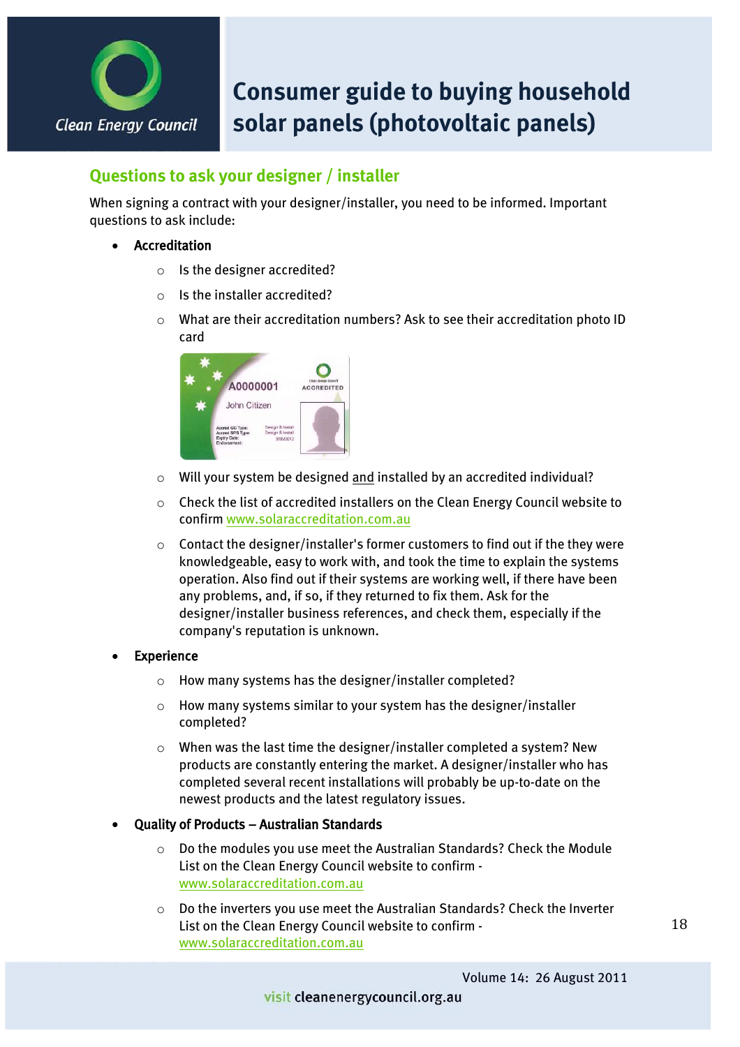## Questions to ask your designer / installer

When signing a contract with your designer/installer, you need to be informed. Important questions to ask include:

- **Accreditation**
  - Is the designer accredited?
  - Is the installer accredited?
  - What are their accreditation numbers? Ask to see their accreditation photo ID card
  - Will your system be designed and installed by an accredited individual?
  - Check the list of accredited installers on the Clean Energy Council website to confirm www.solaraccreditation.com.au
  - Contact the designer/installer's former customers to find out if the they were knowledgeable, easy to work with, and took the time to explain the systems operation. Also find out if their systems are working well, if there have been any problems, and, if so, if they returned to fix them. Ask for the designer/installer business references, and check them, especially if the company's reputation is unknown.
- **Experience**
  - How many systems has the designer/installer completed?
  - How many systems similar to your system has the designer/installer completed?
  - When was the last time the designer/installer completed a system? New products are constantly entering the market. A designer/installer who has completed several recent installations will probably be up-to-date on the newest products and the latest regulatory issues.
- **Quality of Products – Australian Standards**
  - Do the modules you use meet the Australian Standards? Check the Module List on the Clean Energy Council website to confirm - www.solaraccreditation.com.au
  - Do the inverters you use meet the Australian Standards? Check the Inverter List on the Clean Energy Council website to confirm - www.solaraccreditation.com.au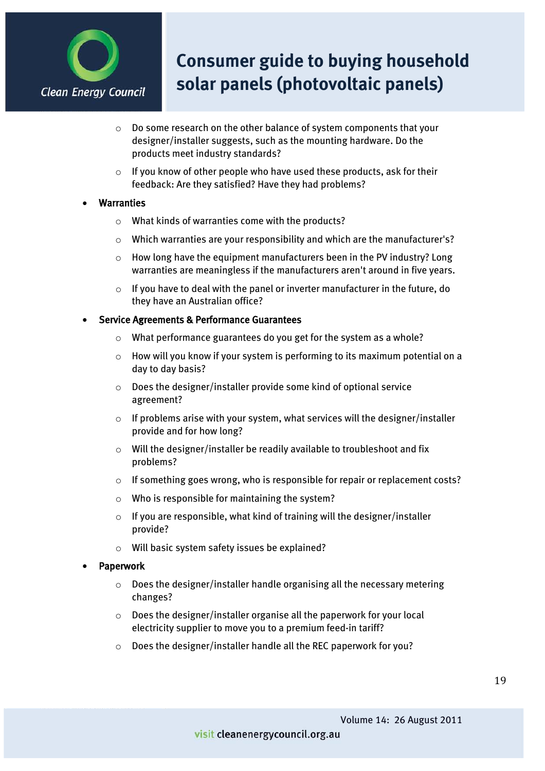- Do some research on the other balance of system components that your designer/installer suggests, such as the mounting hardware. Do the products meet industry standards?
  - If you know of other people who have used these products, ask for their feedback: Are they satisfied? Have they had problems?

- **Warranties**
  - What kinds of warranties come with the products?
  - Which warranties are your responsibility and which are the manufacturer's?
  - How long have the equipment manufacturers been in the PV industry? Long warranties are meaningless if the manufacturers aren't around in five years.
  - If you have to deal with the panel or inverter manufacturer in the future, do they have an Australian office?

- **Service Agreements & Performance Guarantees**
  - What performance guarantees do you get for the system as a whole?
  - How will you know if your system is performing to its maximum potential on a day to day basis?
  - Does the designer/installer provide some kind of optional service agreement?
  - If problems arise with your system, what services will the designer/installer provide and for how long?
  - Will the designer/installer be readily available to troubleshoot and fix problems?
  - If something goes wrong, who is responsible for repair or replacement costs?
  - Who is responsible for maintaining the system?
  - If you are responsible, what kind of training will the designer/installer provide?
  - Will basic system safety issues be explained?

- **Paperwork**
  - Does the designer/installer handle organising all the necessary metering changes?
  - Does the designer/installer organise all the paperwork for your local electricity supplier to move you to a premium feed-in tariff?
  - Does the designer/installer handle all the REC paperwork for you?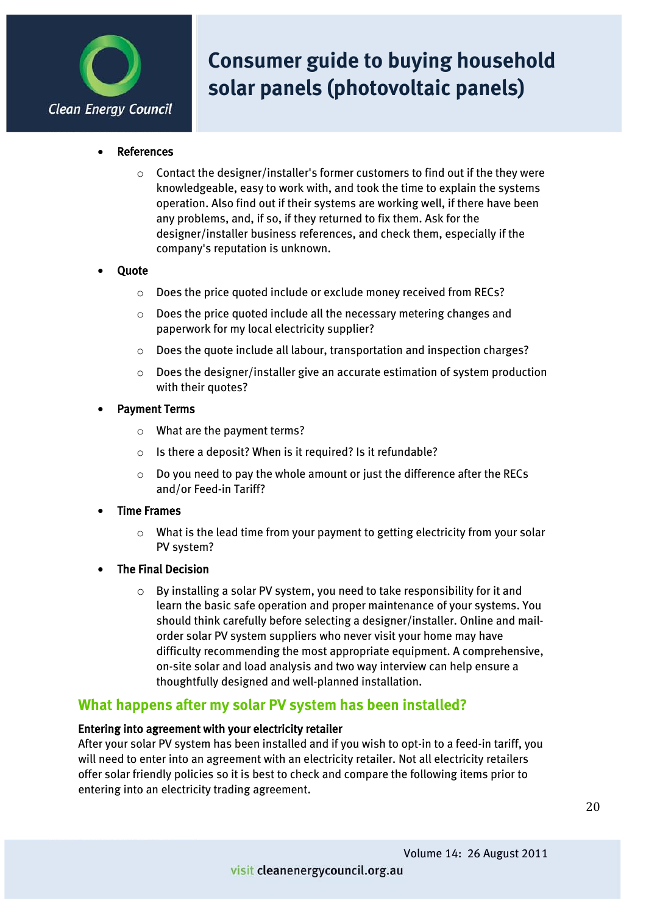- **References**
  - Contact the designer/installer's former customers to find out if the they were knowledgeable, easy to work with, and took the time to explain the systems operation. Also find out if their systems are working well, if there have been any problems, and, if so, if they returned to fix them. Ask for the designer/installer business references, and check them, especially if the company's reputation is unknown.
- **Quote**
  - Does the price quoted include or exclude money received from RECs?
  - Does the price quoted include all the necessary metering changes and paperwork for my local electricity supplier?
  - Does the quote include all labour, transportation and inspection charges?
  - Does the designer/installer give an accurate estimation of system production with their quotes?
- **Payment Terms**
  - What are the payment terms?
  - Is there a deposit? When is it required? Is it refundable?
  - Do you need to pay the whole amount or just the difference after the RECs and/or Feed-in Tariff?
- **Time Frames**
  - What is the lead time from your payment to getting electricity from your solar PV system?
- **The Final Decision**
  - By installing a solar PV system, you need to take responsibility for it and learn the basic safe operation and proper maintenance of your systems. You should think carefully before selecting a designer/installer. Online and mail-order solar PV system suppliers who never visit your home may have difficulty recommending the most appropriate equipment. A comprehensive, on-site solar and load analysis and two way interview can help ensure a thoughtfully designed and well-planned installation.

## What happens after my solar PV system has been installed?

### Entering into agreement with your electricity retailer

After your solar PV system has been installed and if you wish to opt-in to a feed-in tariff, you will need to enter into an agreement with an electricity retailer. Not all electricity retailers offer solar friendly policies so it is best to check and compare the following items prior to entering into an electricity trading agreement.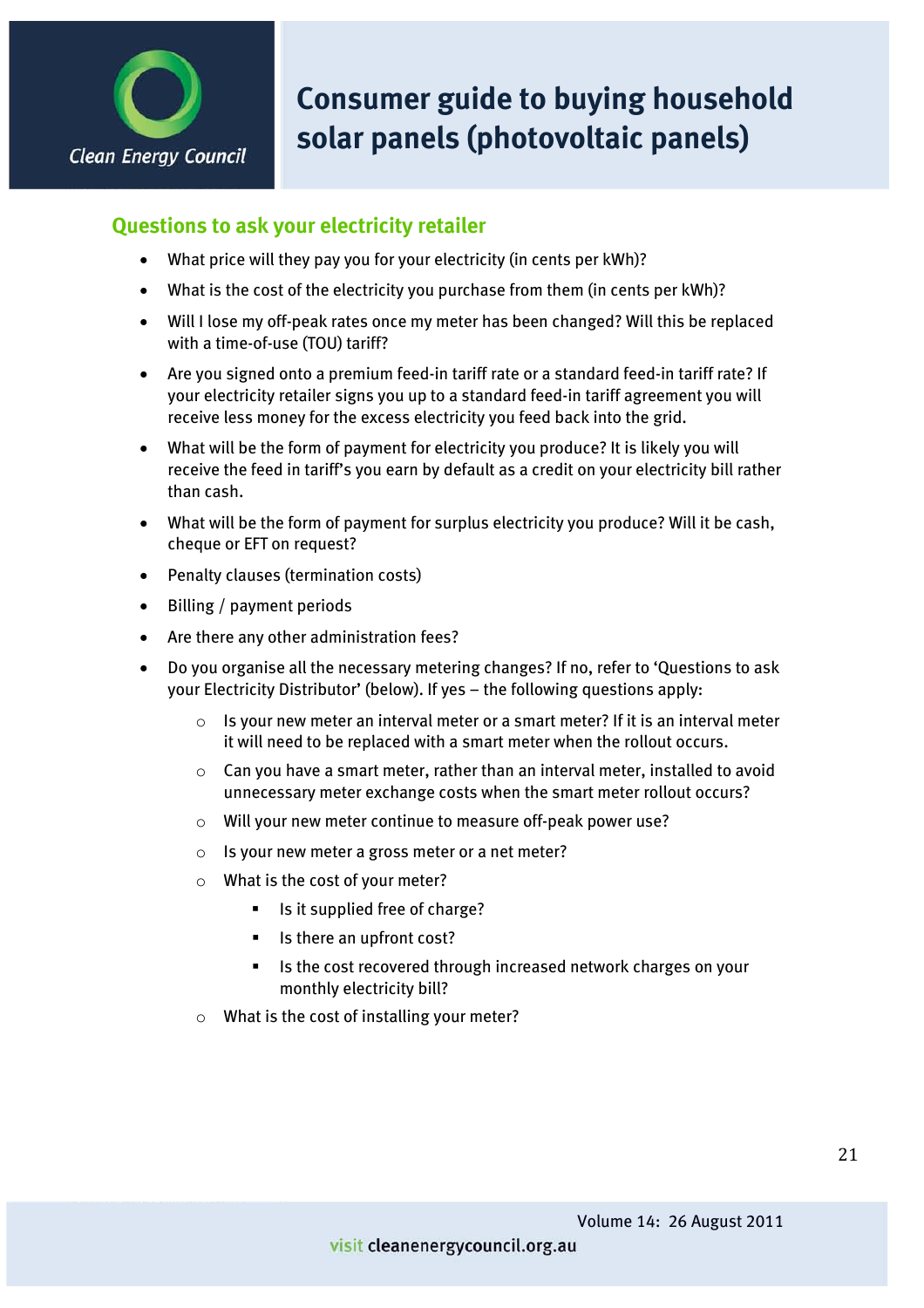## Questions to ask your electricity retailer

- What price will they pay you for your electricity (in cents per kWh)?
- What is the cost of the electricity you purchase from them (in cents per kWh)?
- Will I lose my off-peak rates once my meter has been changed? Will this be replaced with a time-of-use (TOU) tariff?
- Are you signed onto a premium feed-in tariff rate or a standard feed-in tariff rate? If your electricity retailer signs you up to a standard feed-in tariff agreement you will receive less money for the excess electricity you feed back into the grid.
- What will be the form of payment for electricity you produce? It is likely you will receive the feed in tariff's you earn by default as a credit on your electricity bill rather than cash.
- What will be the form of payment for surplus electricity you produce? Will it be cash, cheque or EFT on request?
- Penalty clauses (termination costs)
- Billing / payment periods
- Are there any other administration fees?
- Do you organise all the necessary metering changes? If no, refer to 'Questions to ask your Electricity Distributor' (below). If yes – the following questions apply:
  - Is your new meter an interval meter or a smart meter? If it is an interval meter it will need to be replaced with a smart meter when the rollout occurs.
  - Can you have a smart meter, rather than an interval meter, installed to avoid unnecessary meter exchange costs when the smart meter rollout occurs?
  - Will your new meter continue to measure off-peak power use?
  - Is your new meter a gross meter or a net meter?
  - What is the cost of your meter?
    - Is it supplied free of charge?
    - Is there an upfront cost?
    - Is the cost recovered through increased network charges on your monthly electricity bill?
  - What is the cost of installing your meter?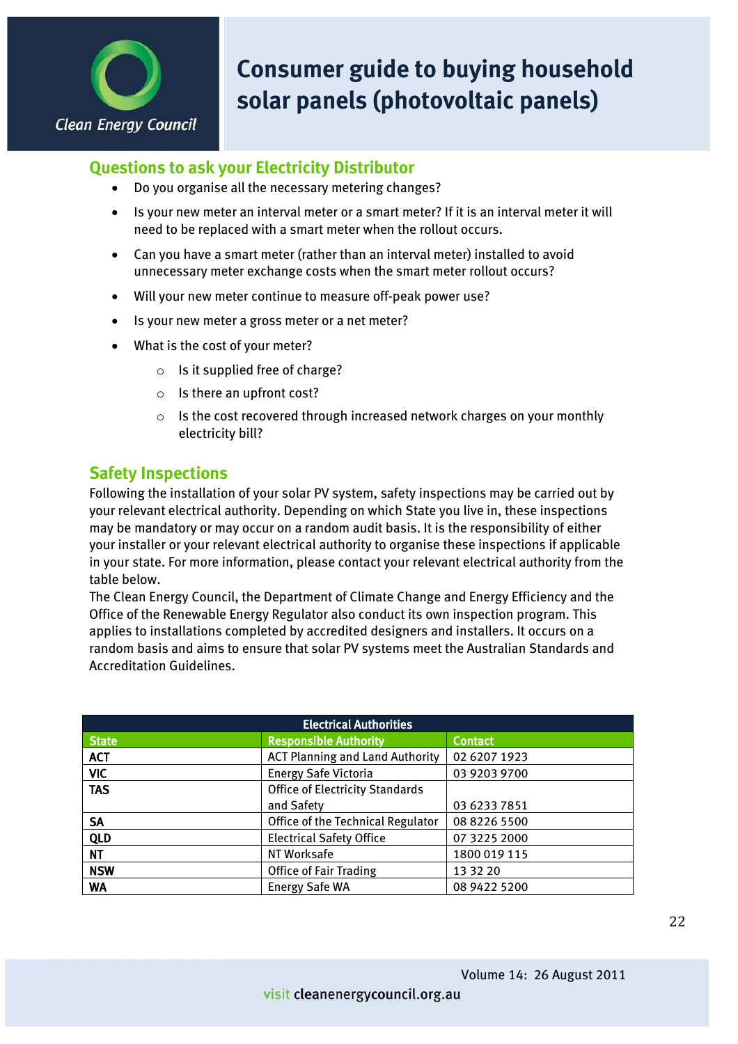## Questions to ask your Electricity Distributor

- Do you organise all the necessary metering changes?
- Is your new meter an interval meter or a smart meter? If it is an interval meter it will need to be replaced with a smart meter when the rollout occurs.
- Can you have a smart meter (rather than an interval meter) installed to avoid unnecessary meter exchange costs when the smart meter rollout occurs?
- Will your new meter continue to measure off-peak power use?
- Is your new meter a gross meter or a net meter?
- What is the cost of your meter?
  - Is it supplied free of charge?
  - Is there an upfront cost?
  - Is the cost recovered through increased network charges on your monthly electricity bill?

## Safety Inspections

Following the installation of your solar PV system, safety inspections may be carried out by your relevant electrical authority. Depending on which State you live in, these inspections may be mandatory or may occur on a random audit basis. It is the responsibility of either your installer or your relevant electrical authority to organise these inspections if applicable in your state. For more information, please contact your relevant electrical authority from the table below.

The Clean Energy Council, the Department of Climate Change and Energy Efficiency and the Office of the Renewable Energy Regulator also conduct its own inspection program. This applies to installations completed by accredited designers and installers. It occurs on a random basis and aims to ensure that solar PV systems meet the Australian Standards and Accreditation Guidelines.

| Electrical Authorities | | |
|---|---|---|
| **State** | **Responsible Authority** | **Contact** |
| **ACT** | ACT Planning and Land Authority | 02 6207 1923 |
| **VIC** | Energy Safe Victoria | 03 9203 9700 |
| **TAS** | Office of Electricity Standards and Safety | 03 6233 7851 |
| **SA** | Office of the Technical Regulator | 08 8226 5500 |
| **QLD** | Electrical Safety Office | 07 3225 2000 |
| **NT** | NT Worksafe | 1800 019 115 |
| **NSW** | Office of Fair Trading | 13 32 20 |
| **WA** | Energy Safe WA | 08 9422 5200 |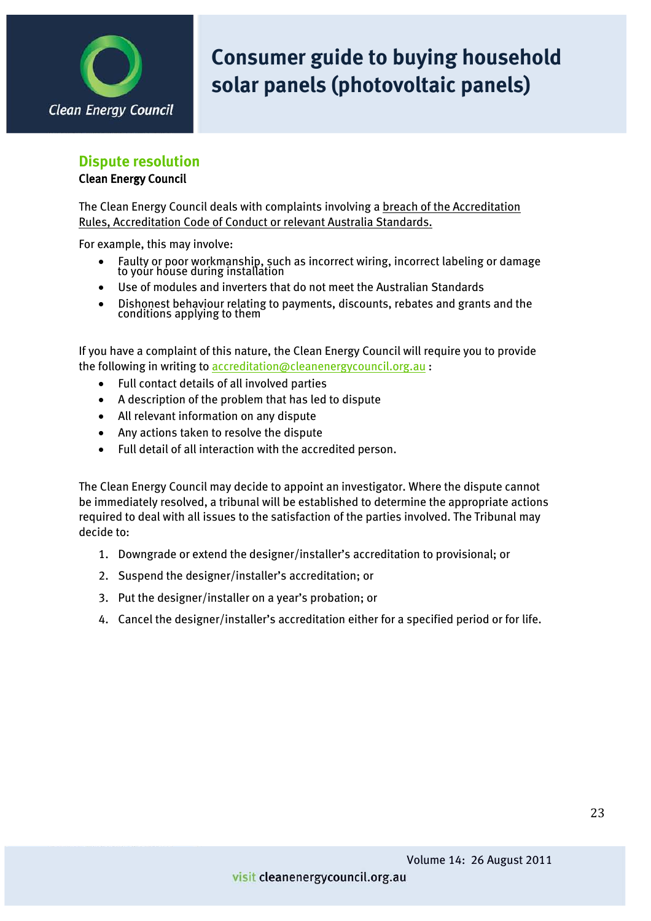## Dispute resolution

### Clean Energy Council

The Clean Energy Council deals with complaints involving a breach of the Accreditation Rules, Accreditation Code of Conduct or relevant Australia Standards.

For example, this may involve:

- Faulty or poor workmanship, such as incorrect wiring, incorrect labeling or damage to your house during installation
- Use of modules and inverters that do not meet the Australian Standards
- Dishonest behaviour relating to payments, discounts, rebates and grants and the conditions applying to them

If you have a complaint of this nature, the Clean Energy Council will require you to provide the following in writing to accreditation@cleanenergycouncil.org.au :

- Full contact details of all involved parties
- A description of the problem that has led to dispute
- All relevant information on any dispute
- Any actions taken to resolve the dispute
- Full detail of all interaction with the accredited person.

The Clean Energy Council may decide to appoint an investigator. Where the dispute cannot be immediately resolved, a tribunal will be established to determine the appropriate actions required to deal with all issues to the satisfaction of the parties involved. The Tribunal may decide to:

1. Downgrade or extend the designer/installer's accreditation to provisional; or
2. Suspend the designer/installer's accreditation; or
3. Put the designer/installer on a year's probation; or
4. Cancel the designer/installer's accreditation either for a specified period or for life.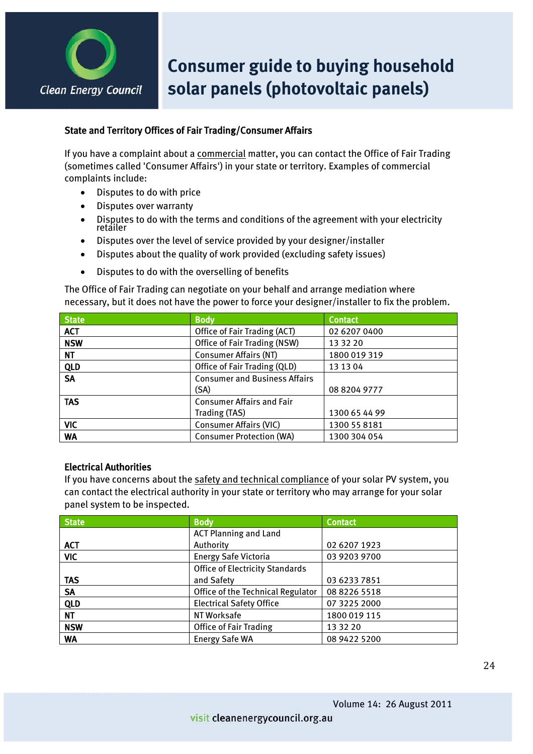## State and Territory Offices of Fair Trading/Consumer Affairs

If you have a complaint about a commercial matter, you can contact the Office of Fair Trading (sometimes called 'Consumer Affairs') in your state or territory. Examples of commercial complaints include:

- Disputes to do with price
- Disputes over warranty
- Disputes to do with the terms and conditions of the agreement with your electricity retailer
- Disputes over the level of service provided by your designer/installer
- Disputes about the quality of work provided (excluding safety issues)
- Disputes to do with the overselling of benefits

The Office of Fair Trading can negotiate on your behalf and arrange mediation where necessary, but it does not have the power to force your designer/installer to fix the problem.

| State | Body | Contact |
|---|---|---|
| **ACT** | Office of Fair Trading (ACT) | 02 6207 0400 |
| **NSW** | Office of Fair Trading (NSW) | 13 32 20 |
| **NT** | Consumer Affairs (NT) | 1800 019 319 |
| **QLD** | Office of Fair Trading (QLD) | 13 13 04 |
| **SA** | Consumer and Business Affairs (SA) | 08 8204 9777 |
| **TAS** | Consumer Affairs and Fair Trading (TAS) | 1300 65 44 99 |
| **VIC** | Consumer Affairs (VIC) | 1300 55 8181 |
| **WA** | Consumer Protection (WA) | 1300 304 054 |

## Electrical Authorities

If you have concerns about the safety and technical compliance of your solar PV system, you can contact the electrical authority in your state or territory who may arrange for your solar panel system to be inspected.

| State | Body | Contact |
|---|---|---|
| **ACT** | ACT Planning and Land Authority | 02 6207 1923 |
| **VIC** | Energy Safe Victoria | 03 9203 9700 |
| **TAS** | Office of Electricity Standards and Safety | 03 6233 7851 |
| **SA** | Office of the Technical Regulator | 08 8226 5518 |
| **QLD** | Electrical Safety Office | 07 3225 2000 |
| **NT** | NT Worksafe | 1800 019 115 |
| **NSW** | Office of Fair Trading | 13 32 20 |
| **WA** | Energy Safe WA | 08 9422 5200 |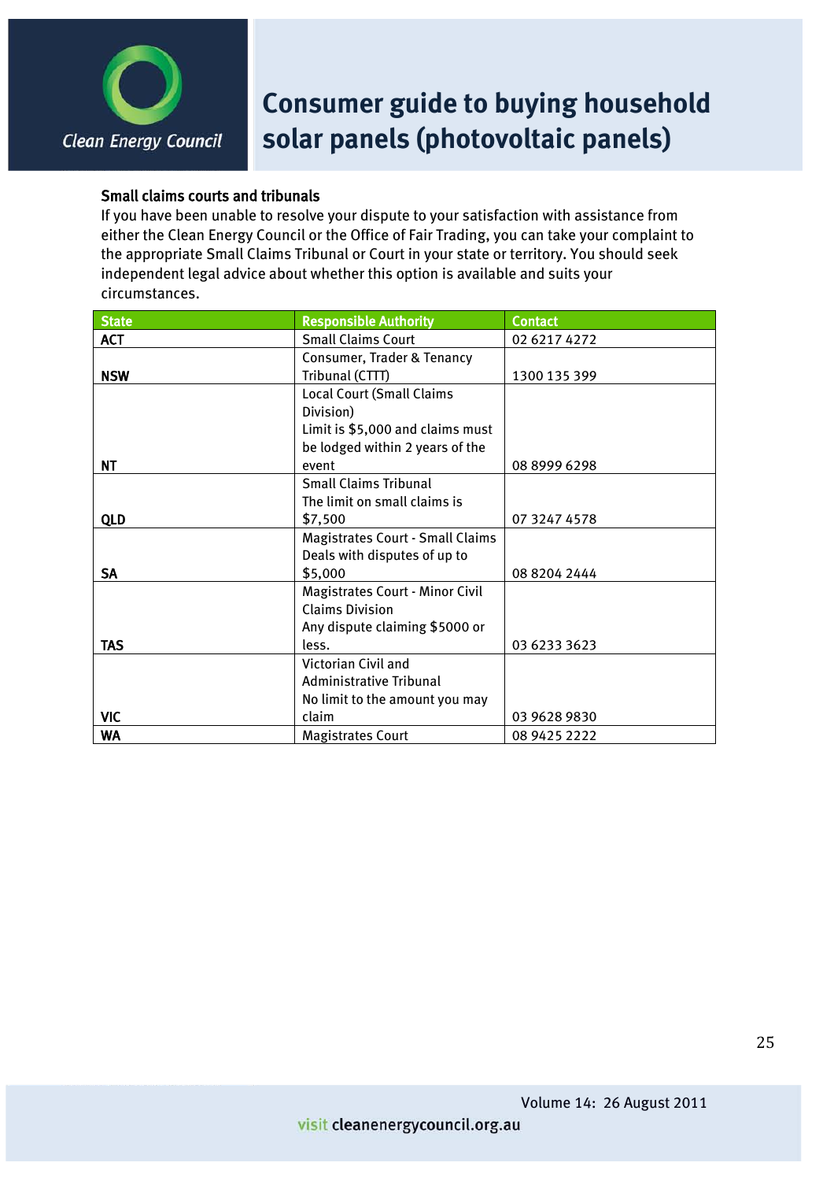### Small claims courts and tribunals

If you have been unable to resolve your dispute to your satisfaction with assistance from either the Clean Energy Council or the Office of Fair Trading, you can take your complaint to the appropriate Small Claims Tribunal or Court in your state or territory. You should seek independent legal advice about whether this option is available and suits your circumstances.

| State | Responsible Authority | Contact |
|---|---|---|
| ACT | Small Claims Court | 02 6217 4272 |
| NSW | Consumer, Trader & Tenancy Tribunal (CTTT) | 1300 135 399 |
| NT | Local Court (Small Claims Division)<br>Limit is $5,000 and claims must be lodged within 2 years of the event | 08 8999 6298 |
| QLD | Small Claims Tribunal<br>The limit on small claims is $7,500 | 07 3247 4578 |
| SA | Magistrates Court - Small Claims<br>Deals with disputes of up to $5,000 | 08 8204 2444 |
| TAS | Magistrates Court - Minor Civil Claims Division<br>Any dispute claiming $5000 or less. | 03 6233 3623 |
| VIC | Victorian Civil and Administrative Tribunal<br>No limit to the amount you may claim | 03 9628 9830 |
| WA | Magistrates Court | 08 9425 2222 |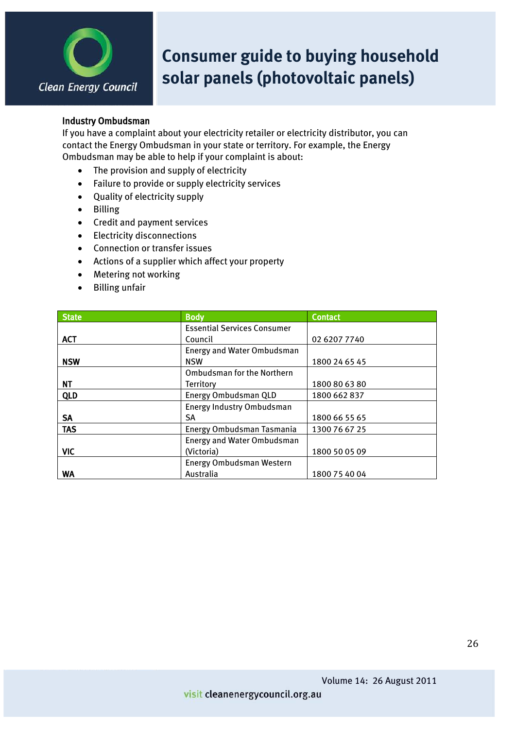### Industry Ombudsman

If you have a complaint about your electricity retailer or electricity distributor, you can contact the Energy Ombudsman in your state or territory. For example, the Energy Ombudsman may be able to help if your complaint is about:

- The provision and supply of electricity
- Failure to provide or supply electricity services
- Quality of electricity supply
- Billing
- Credit and payment services
- Electricity disconnections
- Connection or transfer issues
- Actions of a supplier which affect your property
- Metering not working
- Billing unfair

| State | Body | Contact |
|---|---|---|
| **ACT** | Essential Services Consumer Council | 02 6207 7740 |
| **NSW** | Energy and Water Ombudsman NSW | 1800 24 65 45 |
| **NT** | Ombudsman for the Northern Territory | 1800 80 63 80 |
| **QLD** | Energy Ombudsman QLD | 1800 662 837 |
| **SA** | Energy Industry Ombudsman SA | 1800 66 55 65 |
| **TAS** | Energy Ombudsman Tasmania | 1300 76 67 25 |
| **VIC** | Energy and Water Ombudsman (Victoria) | 1800 50 05 09 |
| **WA** | Energy Ombudsman Western Australia | 1800 75 40 04 |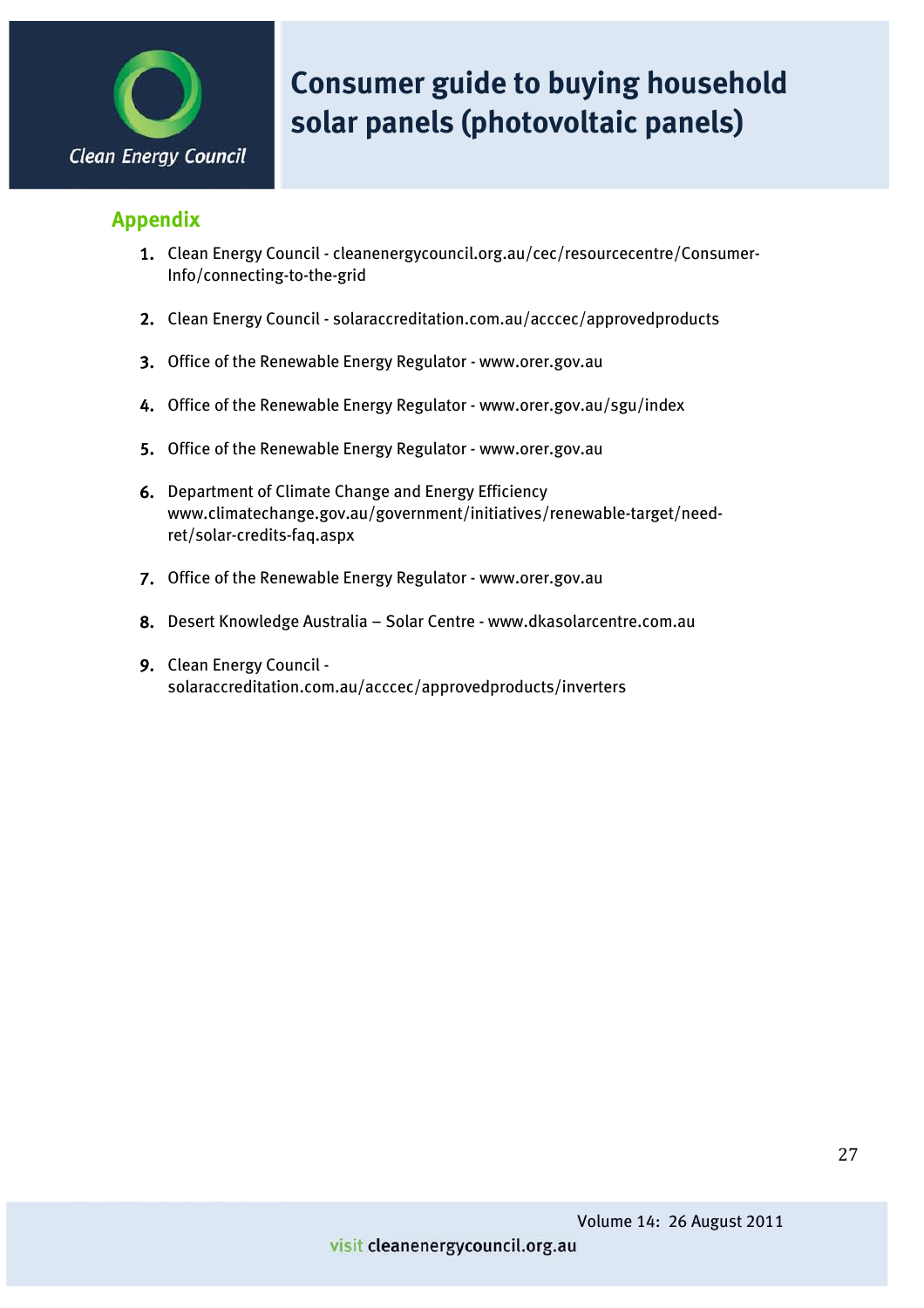## Appendix

1. Clean Energy Council - cleanenergycouncil.org.au/cec/resourcecentre/Consumer-Info/connecting-to-the-grid

2. Clean Energy Council - solaraccreditation.com.au/acccec/approvedproducts

3. Office of the Renewable Energy Regulator - www.orer.gov.au

4. Office of the Renewable Energy Regulator - www.orer.gov.au/sgu/index

5. Office of the Renewable Energy Regulator - www.orer.gov.au

6. Department of Climate Change and Energy Efficiency www.climatechange.gov.au/government/initiatives/renewable-target/need-ret/solar-credits-faq.aspx

7. Office of the Renewable Energy Regulator - www.orer.gov.au

8. Desert Knowledge Australia – Solar Centre - www.dkasolarcentre.com.au

9. Clean Energy Council - solaraccreditation.com.au/acccec/approvedproducts/inverters